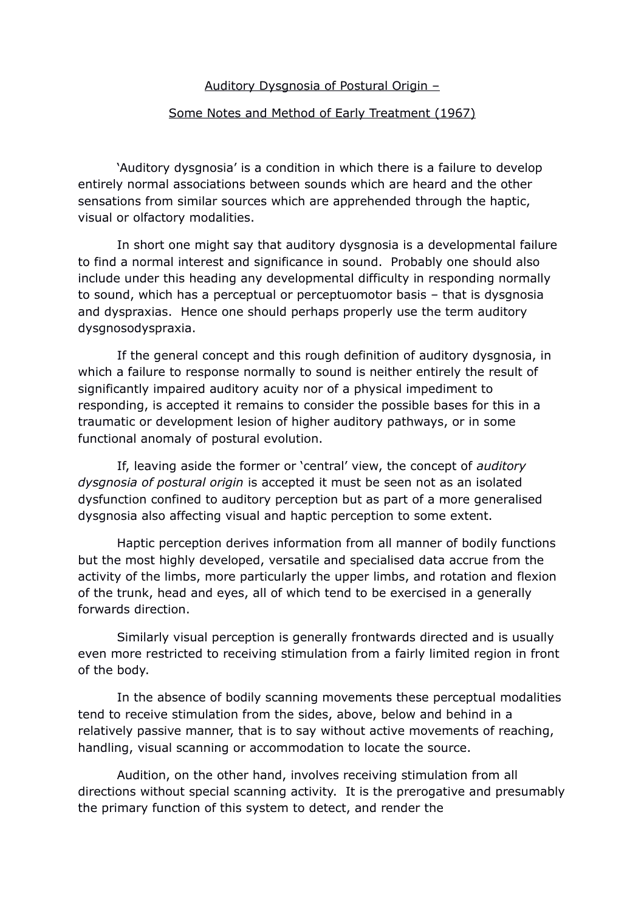# Auditory Dysgnosia of Postural Origin –

## Some Notes and Method of Early Treatment (1967)

'Auditory dysgnosia' is a condition in which there is a failure to develop entirely normal associations between sounds which are heard and the other sensations from similar sources which are apprehended through the haptic, visual or olfactory modalities.

In short one might say that auditory dysgnosia is a developmental failure to find a normal interest and significance in sound. Probably one should also include under this heading any developmental difficulty in responding normally to sound, which has a perceptual or perceptuomotor basis – that is dysgnosia and dyspraxias. Hence one should perhaps properly use the term auditory dysgnosodyspraxia.

If the general concept and this rough definition of auditory dysgnosia, in which a failure to response normally to sound is neither entirely the result of significantly impaired auditory acuity nor of a physical impediment to responding, is accepted it remains to consider the possible bases for this in a traumatic or development lesion of higher auditory pathways, or in some functional anomaly of postural evolution.

If, leaving aside the former or 'central' view, the concept of *auditory dysgnosia of postural origin* is accepted it must be seen not as an isolated dysfunction confined to auditory perception but as part of a more generalised dysgnosia also affecting visual and haptic perception to some extent.

Haptic perception derives information from all manner of bodily functions but the most highly developed, versatile and specialised data accrue from the activity of the limbs, more particularly the upper limbs, and rotation and flexion of the trunk, head and eyes, all of which tend to be exercised in a generally forwards direction.

Similarly visual perception is generally frontwards directed and is usually even more restricted to receiving stimulation from a fairly limited region in front of the body.

In the absence of bodily scanning movements these perceptual modalities tend to receive stimulation from the sides, above, below and behind in a relatively passive manner, that is to say without active movements of reaching, handling, visual scanning or accommodation to locate the source.

Audition, on the other hand, involves receiving stimulation from all directions without special scanning activity. It is the prerogative and presumably the primary function of this system to detect, and render the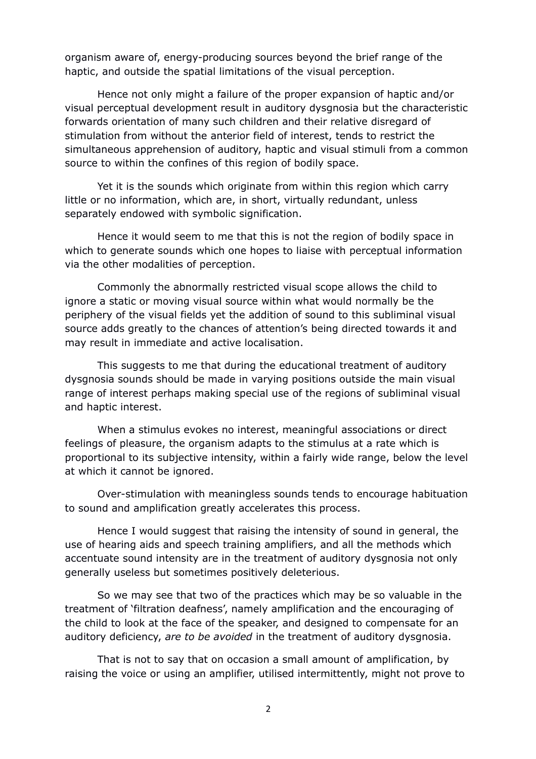organism aware of, energy-producing sources beyond the brief range of the haptic, and outside the spatial limitations of the visual perception.

Hence not only might a failure of the proper expansion of haptic and/or visual perceptual development result in auditory dysgnosia but the characteristic forwards orientation of many such children and their relative disregard of stimulation from without the anterior field of interest, tends to restrict the simultaneous apprehension of auditory, haptic and visual stimuli from a common source to within the confines of this region of bodily space.

Yet it is the sounds which originate from within this region which carry little or no information, which are, in short, virtually redundant, unless separately endowed with symbolic signification.

Hence it would seem to me that this is not the region of bodily space in which to generate sounds which one hopes to liaise with perceptual information via the other modalities of perception.

Commonly the abnormally restricted visual scope allows the child to ignore a static or moving visual source within what would normally be the periphery of the visual fields yet the addition of sound to this subliminal visual source adds greatly to the chances of attention's being directed towards it and may result in immediate and active localisation.

This suggests to me that during the educational treatment of auditory dysgnosia sounds should be made in varying positions outside the main visual range of interest perhaps making special use of the regions of subliminal visual and haptic interest.

When a stimulus evokes no interest, meaningful associations or direct feelings of pleasure, the organism adapts to the stimulus at a rate which is proportional to its subjective intensity, within a fairly wide range, below the level at which it cannot be ignored.

Over-stimulation with meaningless sounds tends to encourage habituation to sound and amplification greatly accelerates this process.

Hence I would suggest that raising the intensity of sound in general, the use of hearing aids and speech training amplifiers, and all the methods which accentuate sound intensity are in the treatment of auditory dysgnosia not only generally useless but sometimes positively deleterious.

So we may see that two of the practices which may be so valuable in the treatment of 'filtration deafness', namely amplification and the encouraging of the child to look at the face of the speaker, and designed to compensate for an auditory deficiency, *are to be avoided* in the treatment of auditory dysgnosia.

That is not to say that on occasion a small amount of amplification, by raising the voice or using an amplifier, utilised intermittently, might not prove to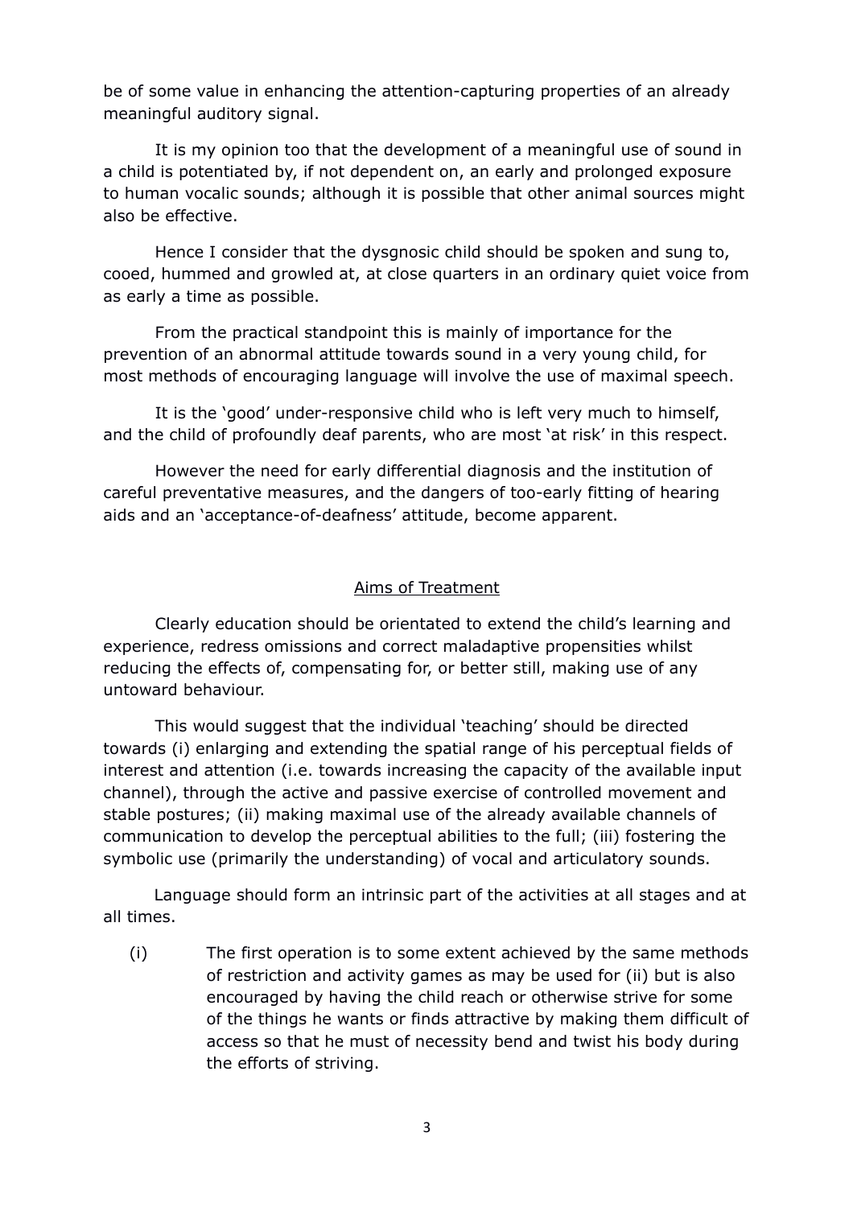be of some value in enhancing the attention-capturing properties of an already meaningful auditory signal.

It is my opinion too that the development of a meaningful use of sound in a child is potentiated by, if not dependent on, an early and prolonged exposure to human vocalic sounds; although it is possible that other animal sources might also be effective.

Hence I consider that the dysgnosic child should be spoken and sung to, cooed, hummed and growled at, at close quarters in an ordinary quiet voice from as early a time as possible.

From the practical standpoint this is mainly of importance for the prevention of an abnormal attitude towards sound in a very young child, for most methods of encouraging language will involve the use of maximal speech.

It is the 'good' under-responsive child who is left very much to himself, and the child of profoundly deaf parents, who are most 'at risk' in this respect.

However the need for early differential diagnosis and the institution of careful preventative measures, and the dangers of too-early fitting of hearing aids and an 'acceptance-of-deafness' attitude, become apparent.

## Aims of Treatment

Clearly education should be orientated to extend the child's learning and experience, redress omissions and correct maladaptive propensities whilst reducing the effects of, compensating for, or better still, making use of any untoward behaviour.

This would suggest that the individual 'teaching' should be directed towards (i) enlarging and extending the spatial range of his perceptual fields of interest and attention (i.e. towards increasing the capacity of the available input channel), through the active and passive exercise of controlled movement and stable postures; (ii) making maximal use of the already available channels of communication to develop the perceptual abilities to the full; (iii) fostering the symbolic use (primarily the understanding) of vocal and articulatory sounds.

Language should form an intrinsic part of the activities at all stages and at all times.

(i) The first operation is to some extent achieved by the same methods of restriction and activity games as may be used for (ii) but is also encouraged by having the child reach or otherwise strive for some of the things he wants or finds attractive by making them difficult of access so that he must of necessity bend and twist his body during the efforts of striving.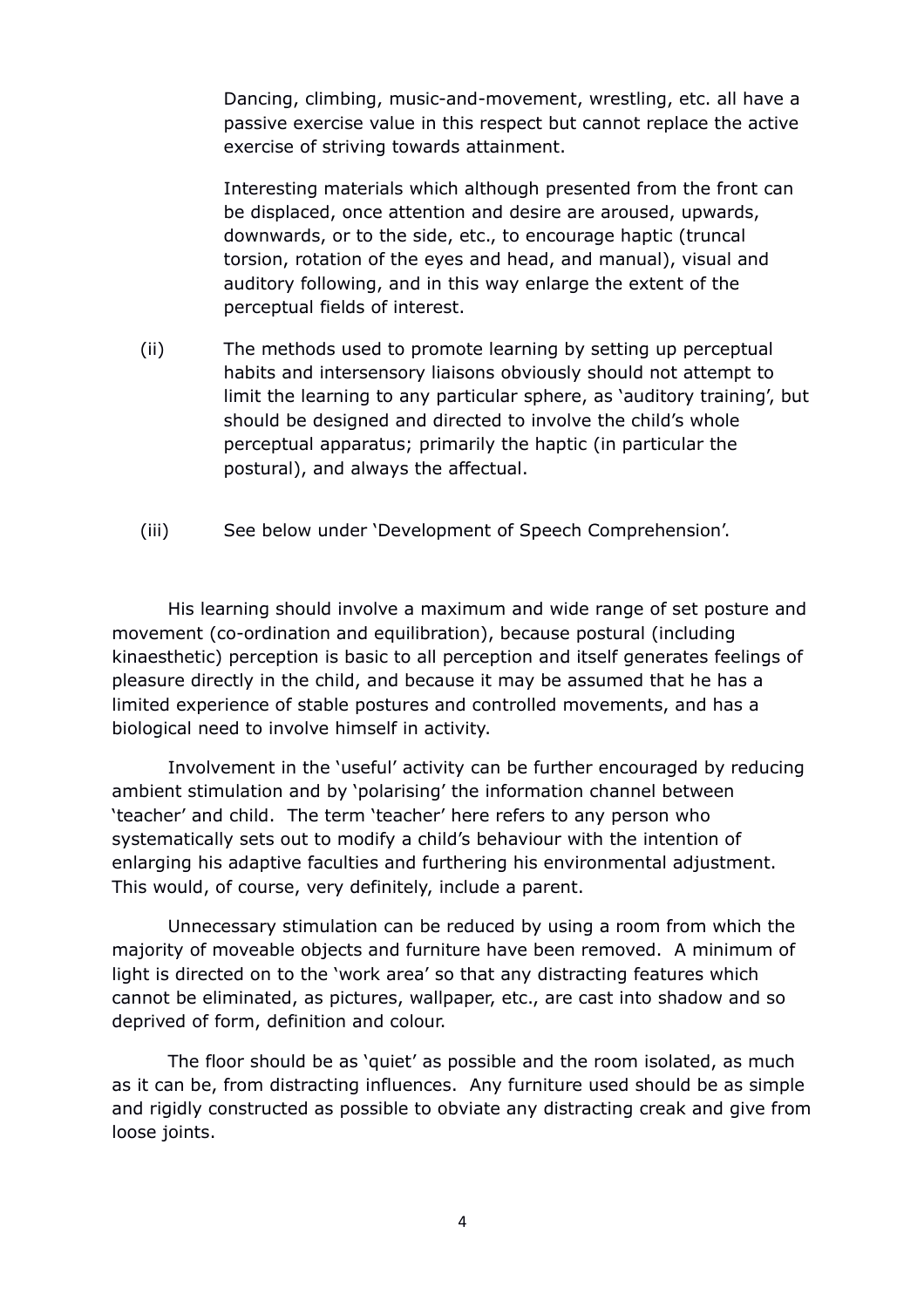Dancing, climbing, music-and-movement, wrestling, etc. all have a passive exercise value in this respect but cannot replace the active exercise of striving towards attainment.

Interesting materials which although presented from the front can be displaced, once attention and desire are aroused, upwards, downwards, or to the side, etc., to encourage haptic (truncal torsion, rotation of the eyes and head, and manual), visual and auditory following, and in this way enlarge the extent of the perceptual fields of interest.

(ii) The methods used to promote learning by setting up perceptual habits and intersensory liaisons obviously should not attempt to limit the learning to any particular sphere, as 'auditory training', but should be designed and directed to involve the child's whole perceptual apparatus; primarily the haptic (in particular the postural), and always the affectual.

(iii) See below under 'Development of Speech Comprehension'.

His learning should involve a maximum and wide range of set posture and movement (co-ordination and equilibration), because postural (including kinaesthetic) perception is basic to all perception and itself generates feelings of pleasure directly in the child, and because it may be assumed that he has a limited experience of stable postures and controlled movements, and has a biological need to involve himself in activity.

Involvement in the 'useful' activity can be further encouraged by reducing ambient stimulation and by 'polarising' the information channel between 'teacher' and child. The term 'teacher' here refers to any person who systematically sets out to modify a child's behaviour with the intention of enlarging his adaptive faculties and furthering his environmental adjustment. This would, of course, very definitely, include a parent.

Unnecessary stimulation can be reduced by using a room from which the majority of moveable objects and furniture have been removed. A minimum of light is directed on to the 'work area' so that any distracting features which cannot be eliminated, as pictures, wallpaper, etc., are cast into shadow and so deprived of form, definition and colour.

The floor should be as 'quiet' as possible and the room isolated, as much as it can be, from distracting influences. Any furniture used should be as simple and rigidly constructed as possible to obviate any distracting creak and give from loose joints.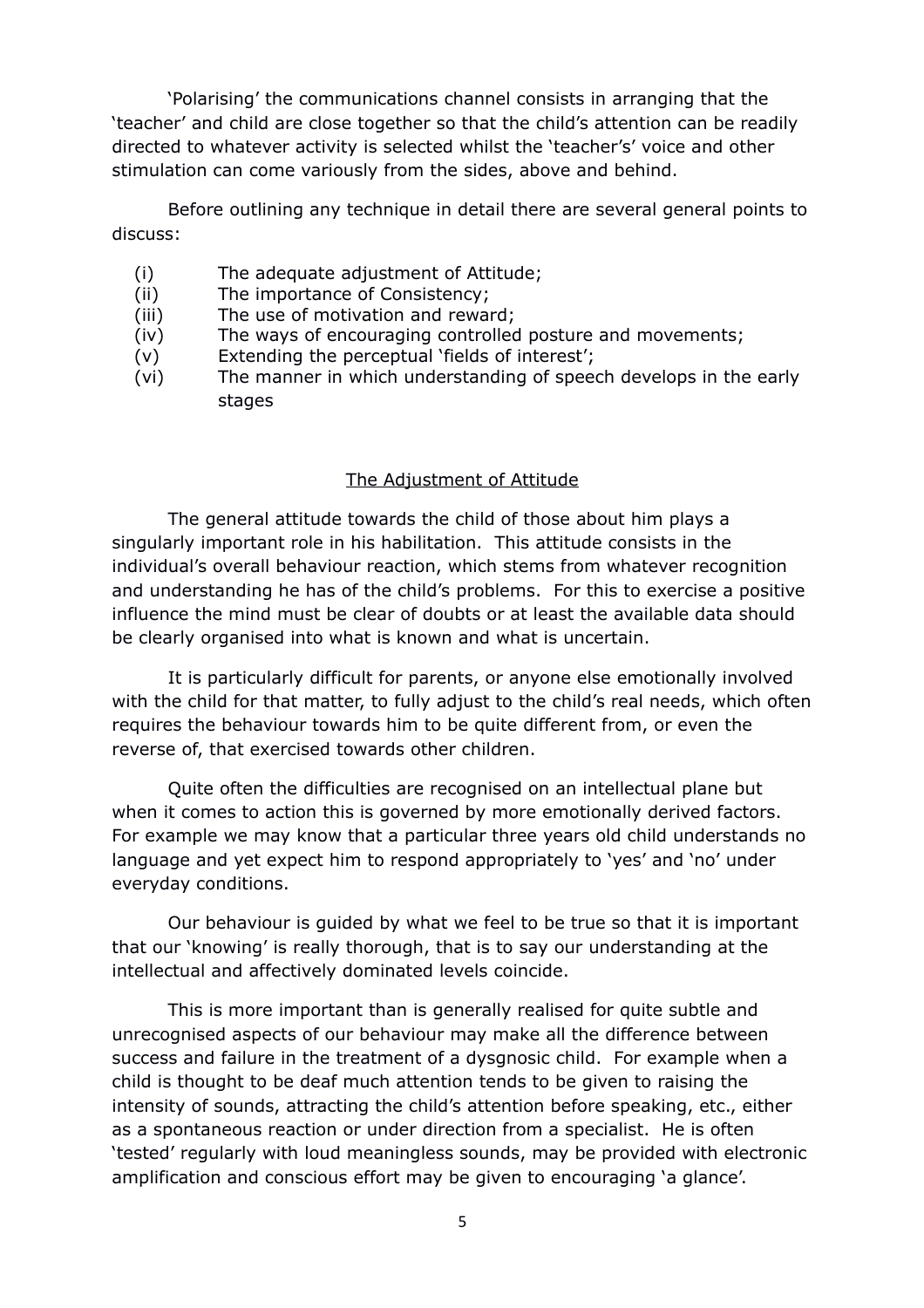'Polarising' the communications channel consists in arranging that the 'teacher' and child are close together so that the child's attention can be readily directed to whatever activity is selected whilst the 'teacher's' voice and other stimulation can come variously from the sides, above and behind.

Before outlining any technique in detail there are several general points to discuss:

- (i) The adequate adjustment of Attitude;
- (ii) The importance of Consistency;
- (iii) The use of motivation and reward;
- (iv) The ways of encouraging controlled posture and movements;
- (v) Extending the perceptual 'fields of interest';
- (vi) The manner in which understanding of speech develops in the early stages

## The Adjustment of Attitude

The general attitude towards the child of those about him plays a singularly important role in his habilitation. This attitude consists in the individual's overall behaviour reaction, which stems from whatever recognition and understanding he has of the child's problems. For this to exercise a positive influence the mind must be clear of doubts or at least the available data should be clearly organised into what is known and what is uncertain.

It is particularly difficult for parents, or anyone else emotionally involved with the child for that matter, to fully adjust to the child's real needs, which often requires the behaviour towards him to be quite different from, or even the reverse of, that exercised towards other children.

Quite often the difficulties are recognised on an intellectual plane but when it comes to action this is governed by more emotionally derived factors. For example we may know that a particular three years old child understands no language and yet expect him to respond appropriately to 'yes' and 'no' under everyday conditions.

Our behaviour is guided by what we feel to be true so that it is important that our 'knowing' is really thorough, that is to say our understanding at the intellectual and affectively dominated levels coincide.

This is more important than is generally realised for quite subtle and unrecognised aspects of our behaviour may make all the difference between success and failure in the treatment of a dysgnosic child. For example when a child is thought to be deaf much attention tends to be given to raising the intensity of sounds, attracting the child's attention before speaking, etc., either as a spontaneous reaction or under direction from a specialist. He is often 'tested' regularly with loud meaningless sounds, may be provided with electronic amplification and conscious effort may be given to encouraging 'a glance'.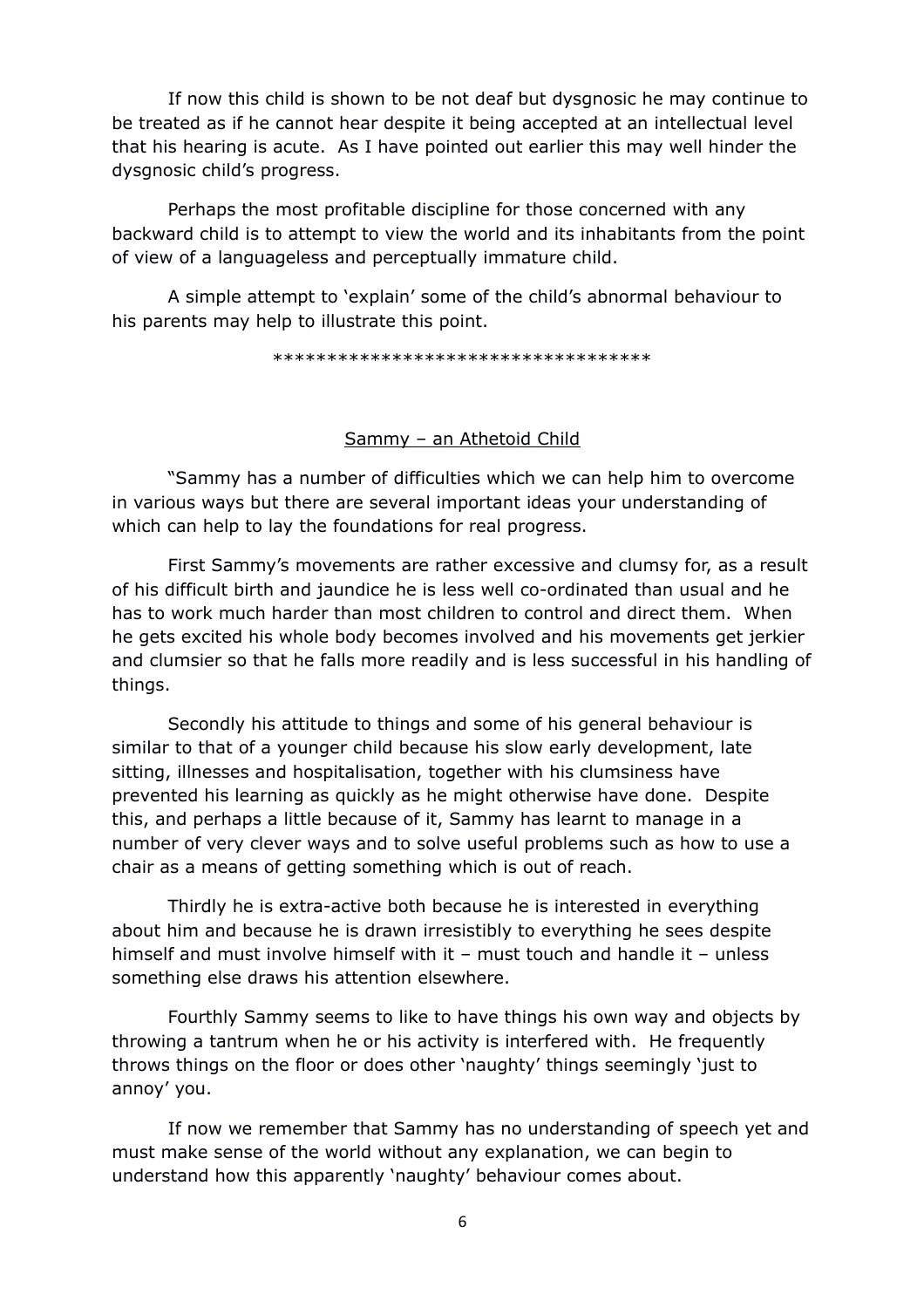If now this child is shown to be not deaf but dysgnosic he may continue to be treated as if he cannot hear despite it being accepted at an intellectual level that his hearing is acute. As I have pointed out earlier this may well hinder the dysgnosic child's progress.

Perhaps the most profitable discipline for those concerned with any backward child is to attempt to view the world and its inhabitants from the point of view of a languageless and perceptually immature child.

A simple attempt to 'explain' some of the child's abnormal behaviour to his parents may help to illustrate this point.

\*\*\*\*\*\*\*\*\*\*\*\*\*\*\*\*\*\*\*\*\*\*\*\*\*\*\*\*\*\*\*\*\*\*\*

## Sammy – an Athetoid Child

"Sammy has a number of difficulties which we can help him to overcome in various ways but there are several important ideas your understanding of which can help to lay the foundations for real progress.

First Sammy's movements are rather excessive and clumsy for, as a result of his difficult birth and jaundice he is less well co-ordinated than usual and he has to work much harder than most children to control and direct them. When he gets excited his whole body becomes involved and his movements get jerkier and clumsier so that he falls more readily and is less successful in his handling of things.

Secondly his attitude to things and some of his general behaviour is similar to that of a younger child because his slow early development, late sitting, illnesses and hospitalisation, together with his clumsiness have prevented his learning as quickly as he might otherwise have done. Despite this, and perhaps a little because of it, Sammy has learnt to manage in a number of very clever ways and to solve useful problems such as how to use a chair as a means of getting something which is out of reach.

Thirdly he is extra-active both because he is interested in everything about him and because he is drawn irresistibly to everything he sees despite himself and must involve himself with it – must touch and handle it – unless something else draws his attention elsewhere.

Fourthly Sammy seems to like to have things his own way and objects by throwing a tantrum when he or his activity is interfered with. He frequently throws things on the floor or does other 'naughty' things seemingly 'just to annoy' you.

If now we remember that Sammy has no understanding of speech yet and must make sense of the world without any explanation, we can begin to understand how this apparently 'naughty' behaviour comes about.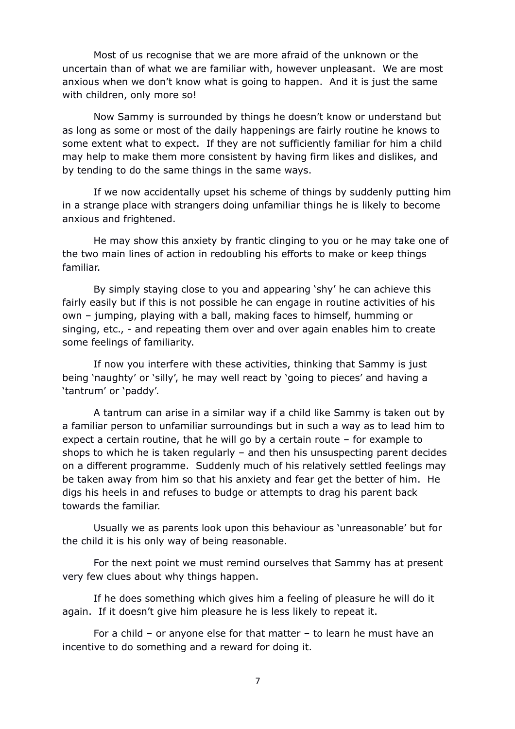Most of us recognise that we are more afraid of the unknown or the uncertain than of what we are familiar with, however unpleasant. We are most anxious when we don't know what is going to happen. And it is just the same with children, only more so!

Now Sammy is surrounded by things he doesn't know or understand but as long as some or most of the daily happenings are fairly routine he knows to some extent what to expect. If they are not sufficiently familiar for him a child may help to make them more consistent by having firm likes and dislikes, and by tending to do the same things in the same ways.

If we now accidentally upset his scheme of things by suddenly putting him in a strange place with strangers doing unfamiliar things he is likely to become anxious and frightened.

He may show this anxiety by frantic clinging to you or he may take one of the two main lines of action in redoubling his efforts to make or keep things familiar.

By simply staying close to you and appearing 'shy' he can achieve this fairly easily but if this is not possible he can engage in routine activities of his own – jumping, playing with a ball, making faces to himself, humming or singing, etc., - and repeating them over and over again enables him to create some feelings of familiarity.

If now you interfere with these activities, thinking that Sammy is just being 'naughty' or 'silly', he may well react by 'going to pieces' and having a 'tantrum' or 'paddy'.

A tantrum can arise in a similar way if a child like Sammy is taken out by a familiar person to unfamiliar surroundings but in such a way as to lead him to expect a certain routine, that he will go by a certain route – for example to shops to which he is taken regularly – and then his unsuspecting parent decides on a different programme. Suddenly much of his relatively settled feelings may be taken away from him so that his anxiety and fear get the better of him. He digs his heels in and refuses to budge or attempts to drag his parent back towards the familiar.

Usually we as parents look upon this behaviour as 'unreasonable' but for the child it is his only way of being reasonable.

For the next point we must remind ourselves that Sammy has at present very few clues about why things happen.

If he does something which gives him a feeling of pleasure he will do it again. If it doesn't give him pleasure he is less likely to repeat it.

For a child – or anyone else for that matter – to learn he must have an incentive to do something and a reward for doing it.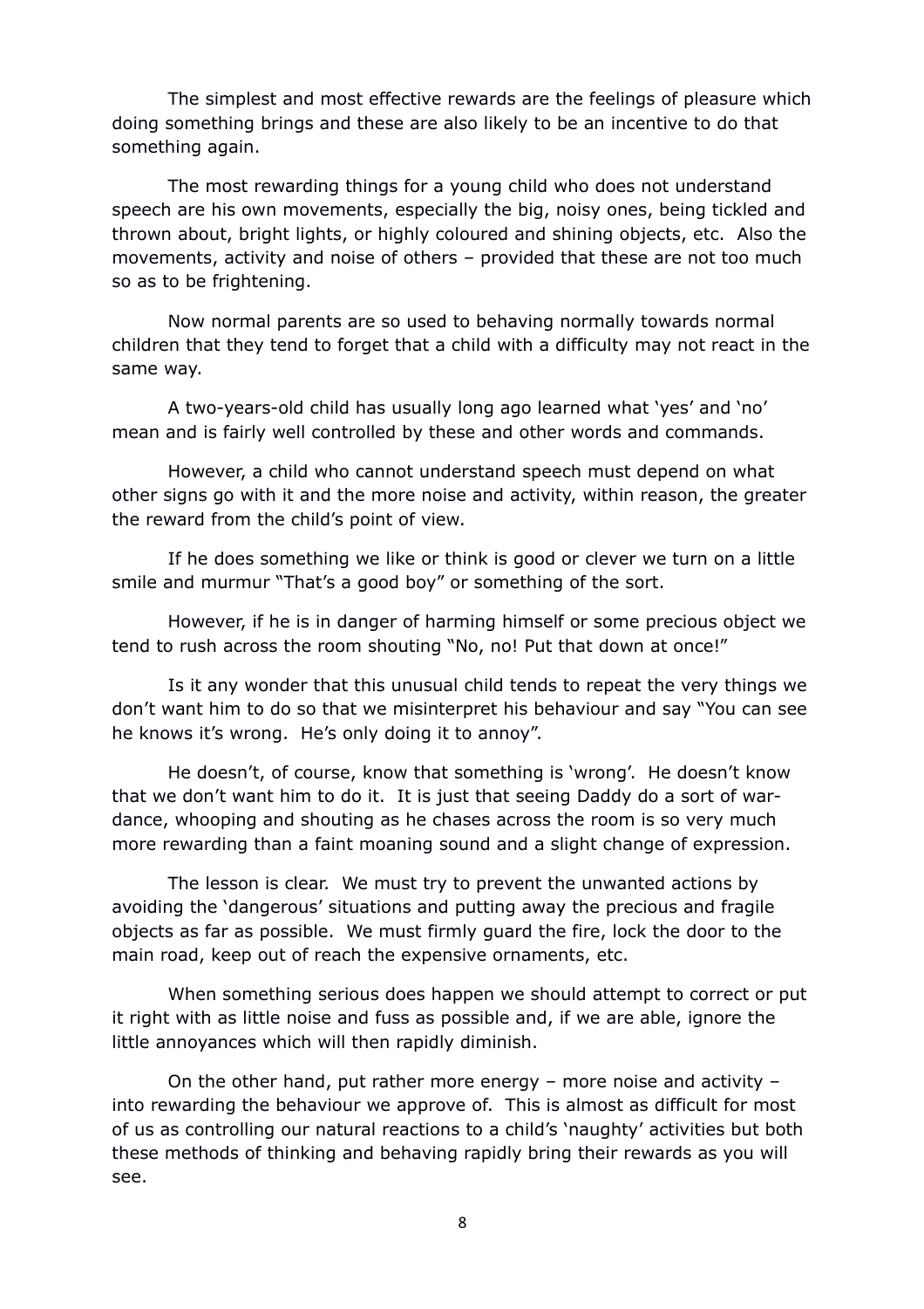The simplest and most effective rewards are the feelings of pleasure which doing something brings and these are also likely to be an incentive to do that something again.

The most rewarding things for a young child who does not understand speech are his own movements, especially the big, noisy ones, being tickled and thrown about, bright lights, or highly coloured and shining objects, etc. Also the movements, activity and noise of others – provided that these are not too much so as to be frightening.

Now normal parents are so used to behaving normally towards normal children that they tend to forget that a child with a difficulty may not react in the same way.

A two-years-old child has usually long ago learned what 'yes' and 'no' mean and is fairly well controlled by these and other words and commands.

However, a child who cannot understand speech must depend on what other signs go with it and the more noise and activity, within reason, the greater the reward from the child's point of view.

If he does something we like or think is good or clever we turn on a little smile and murmur "That's a good boy" or something of the sort.

However, if he is in danger of harming himself or some precious object we tend to rush across the room shouting "No, no! Put that down at once!"

Is it any wonder that this unusual child tends to repeat the very things we don't want him to do so that we misinterpret his behaviour and say "You can see he knows it's wrong. He's only doing it to annoy".

He doesn't, of course, know that something is 'wrong'. He doesn't know that we don't want him to do it. It is just that seeing Daddy do a sort of war-dance, whooping and shouting as he chases across the room is so very much more rewarding than a faint moaning sound and a slight change of expression.

The lesson is clear. We must try to prevent the unwanted actions by avoiding the 'dangerous' situations and putting away the precious and fragile objects as far as possible. We must firmly guard the fire, lock the door to the main road, keep out of reach the expensive ornaments, etc.

When something serious does happen we should attempt to correct or put it right with as little noise and fuss as possible and, if we are able, ignore the little annoyances which will then rapidly diminish.

On the other hand, put rather more energy – more noise and activity – into rewarding the behaviour we approve of. This is almost as difficult for most of us as controlling our natural reactions to a child's 'naughty' activities but both these methods of thinking and behaving rapidly bring their rewards as you will see.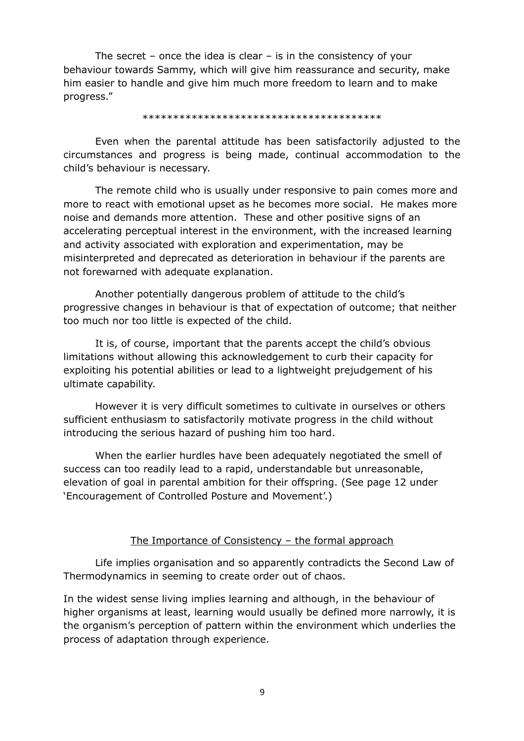The secret – once the idea is clear – is in the consistency of your behaviour towards Sammy, which will give him reassurance and security, make him easier to handle and give him much more freedom to learn and to make progress."

****************************************

Even when the parental attitude has been satisfactorily adjusted to the circumstances and progress is being made, continual accommodation to the child's behaviour is necessary.

The remote child who is usually under responsive to pain comes more and more to react with emotional upset as he becomes more social. He makes more noise and demands more attention. These and other positive signs of an accelerating perceptual interest in the environment, with the increased learning and activity associated with exploration and experimentation, may be misinterpreted and deprecated as deterioration in behaviour if the parents are not forewarned with adequate explanation.

Another potentially dangerous problem of attitude to the child's progressive changes in behaviour is that of expectation of outcome; that neither too much nor too little is expected of the child.

It is, of course, important that the parents accept the child's obvious limitations without allowing this acknowledgement to curb their capacity for exploiting his potential abilities or lead to a lightweight prejudgement of his ultimate capability.

However it is very difficult sometimes to cultivate in ourselves or others sufficient enthusiasm to satisfactorily motivate progress in the child without introducing the serious hazard of pushing him too hard.

When the earlier hurdles have been adequately negotiated the smell of success can too readily lead to a rapid, understandable but unreasonable, elevation of goal in parental ambition for their offspring. (See page 12 under 'Encouragement of Controlled Posture and Movement'.)

## The Importance of Consistency – the formal approach

Life implies organisation and so apparently contradicts the Second Law of Thermodynamics in seeming to create order out of chaos.

In the widest sense living implies learning and although, in the behaviour of higher organisms at least, learning would usually be defined more narrowly, it is the organism's perception of pattern within the environment which underlies the process of adaptation through experience.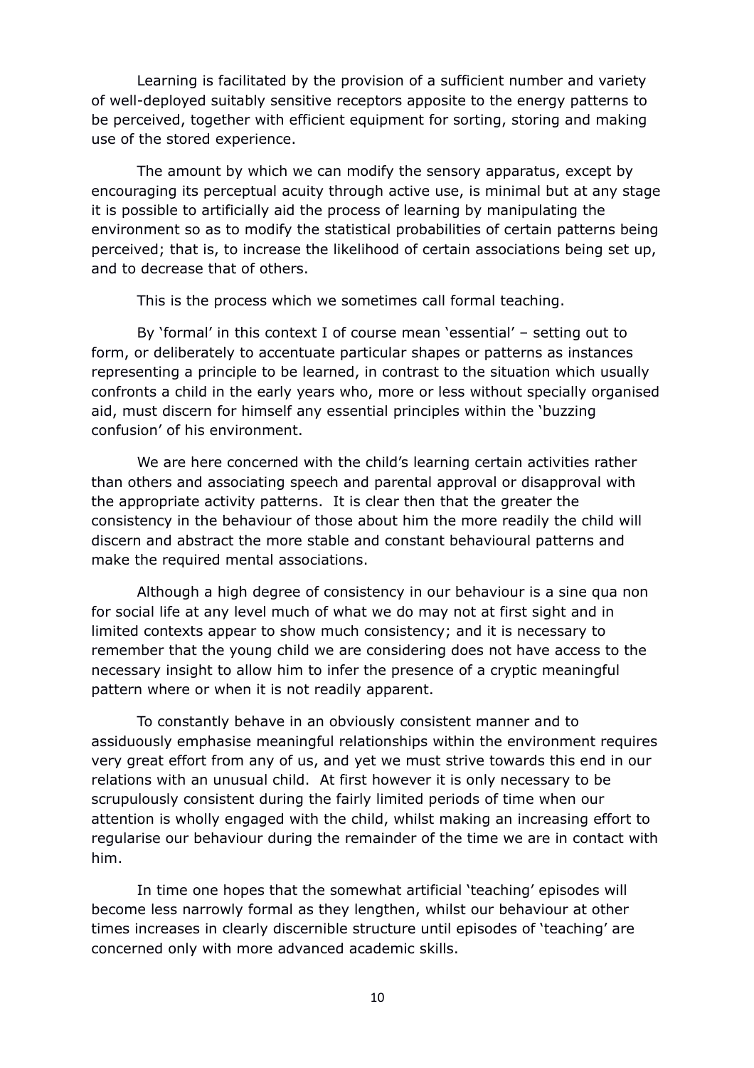Learning is facilitated by the provision of a sufficient number and variety of well-deployed suitably sensitive receptors apposite to the energy patterns to be perceived, together with efficient equipment for sorting, storing and making use of the stored experience.

The amount by which we can modify the sensory apparatus, except by encouraging its perceptual acuity through active use, is minimal but at any stage it is possible to artificially aid the process of learning by manipulating the environment so as to modify the statistical probabilities of certain patterns being perceived; that is, to increase the likelihood of certain associations being set up, and to decrease that of others.

This is the process which we sometimes call formal teaching.

By 'formal' in this context I of course mean 'essential' – setting out to form, or deliberately to accentuate particular shapes or patterns as instances representing a principle to be learned, in contrast to the situation which usually confronts a child in the early years who, more or less without specially organised aid, must discern for himself any essential principles within the 'buzzing confusion' of his environment.

We are here concerned with the child's learning certain activities rather than others and associating speech and parental approval or disapproval with the appropriate activity patterns. It is clear then that the greater the consistency in the behaviour of those about him the more readily the child will discern and abstract the more stable and constant behavioural patterns and make the required mental associations.

Although a high degree of consistency in our behaviour is a sine qua non for social life at any level much of what we do may not at first sight and in limited contexts appear to show much consistency; and it is necessary to remember that the young child we are considering does not have access to the necessary insight to allow him to infer the presence of a cryptic meaningful pattern where or when it is not readily apparent.

To constantly behave in an obviously consistent manner and to assiduously emphasise meaningful relationships within the environment requires very great effort from any of us, and yet we must strive towards this end in our relations with an unusual child. At first however it is only necessary to be scrupulously consistent during the fairly limited periods of time when our attention is wholly engaged with the child, whilst making an increasing effort to regularise our behaviour during the remainder of the time we are in contact with him.

In time one hopes that the somewhat artificial 'teaching' episodes will become less narrowly formal as they lengthen, whilst our behaviour at other times increases in clearly discernible structure until episodes of 'teaching' are concerned only with more advanced academic skills.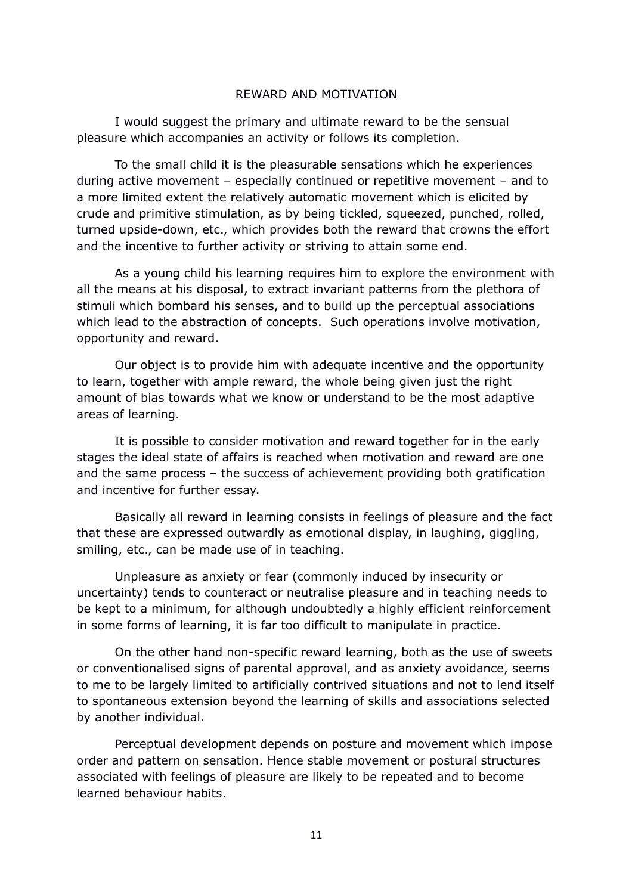## REWARD AND MOTIVATION

I would suggest the primary and ultimate reward to be the sensual pleasure which accompanies an activity or follows its completion.

To the small child it is the pleasurable sensations which he experiences during active movement – especially continued or repetitive movement – and to a more limited extent the relatively automatic movement which is elicited by crude and primitive stimulation, as by being tickled, squeezed, punched, rolled, turned upside-down, etc., which provides both the reward that crowns the effort and the incentive to further activity or striving to attain some end.

As a young child his learning requires him to explore the environment with all the means at his disposal, to extract invariant patterns from the plethora of stimuli which bombard his senses, and to build up the perceptual associations which lead to the abstraction of concepts. Such operations involve motivation, opportunity and reward.

Our object is to provide him with adequate incentive and the opportunity to learn, together with ample reward, the whole being given just the right amount of bias towards what we know or understand to be the most adaptive areas of learning.

It is possible to consider motivation and reward together for in the early stages the ideal state of affairs is reached when motivation and reward are one and the same process – the success of achievement providing both gratification and incentive for further essay.

Basically all reward in learning consists in feelings of pleasure and the fact that these are expressed outwardly as emotional display, in laughing, giggling, smiling, etc., can be made use of in teaching.

Unpleasure as anxiety or fear (commonly induced by insecurity or uncertainty) tends to counteract or neutralise pleasure and in teaching needs to be kept to a minimum, for although undoubtedly a highly efficient reinforcement in some forms of learning, it is far too difficult to manipulate in practice.

On the other hand non-specific reward learning, both as the use of sweets or conventionalised signs of parental approval, and as anxiety avoidance, seems to me to be largely limited to artificially contrived situations and not to lend itself to spontaneous extension beyond the learning of skills and associations selected by another individual.

Perceptual development depends on posture and movement which impose order and pattern on sensation. Hence stable movement or postural structures associated with feelings of pleasure are likely to be repeated and to become learned behaviour habits.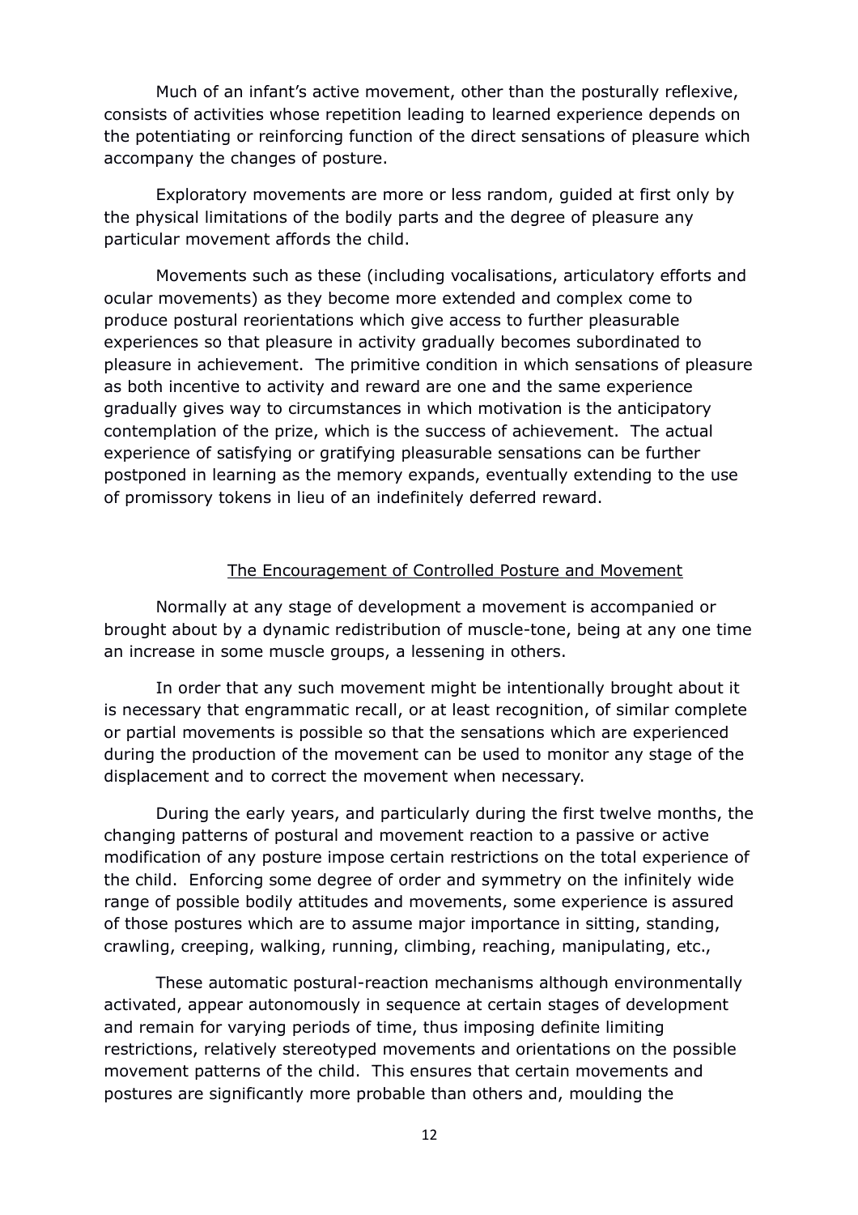Much of an infant's active movement, other than the posturally reflexive, consists of activities whose repetition leading to learned experience depends on the potentiating or reinforcing function of the direct sensations of pleasure which accompany the changes of posture.

Exploratory movements are more or less random, guided at first only by the physical limitations of the bodily parts and the degree of pleasure any particular movement affords the child.

Movements such as these (including vocalisations, articulatory efforts and ocular movements) as they become more extended and complex come to produce postural reorientations which give access to further pleasurable experiences so that pleasure in activity gradually becomes subordinated to pleasure in achievement. The primitive condition in which sensations of pleasure as both incentive to activity and reward are one and the same experience gradually gives way to circumstances in which motivation is the anticipatory contemplation of the prize, which is the success of achievement. The actual experience of satisfying or gratifying pleasurable sensations can be further postponed in learning as the memory expands, eventually extending to the use of promissory tokens in lieu of an indefinitely deferred reward.

## The Encouragement of Controlled Posture and Movement

Normally at any stage of development a movement is accompanied or brought about by a dynamic redistribution of muscle-tone, being at any one time an increase in some muscle groups, a lessening in others.

In order that any such movement might be intentionally brought about it is necessary that engrammatic recall, or at least recognition, of similar complete or partial movements is possible so that the sensations which are experienced during the production of the movement can be used to monitor any stage of the displacement and to correct the movement when necessary.

During the early years, and particularly during the first twelve months, the changing patterns of postural and movement reaction to a passive or active modification of any posture impose certain restrictions on the total experience of the child. Enforcing some degree of order and symmetry on the infinitely wide range of possible bodily attitudes and movements, some experience is assured of those postures which are to assume major importance in sitting, standing, crawling, creeping, walking, running, climbing, reaching, manipulating, etc.,

These automatic postural-reaction mechanisms although environmentally activated, appear autonomously in sequence at certain stages of development and remain for varying periods of time, thus imposing definite limiting restrictions, relatively stereotyped movements and orientations on the possible movement patterns of the child. This ensures that certain movements and postures are significantly more probable than others and, moulding the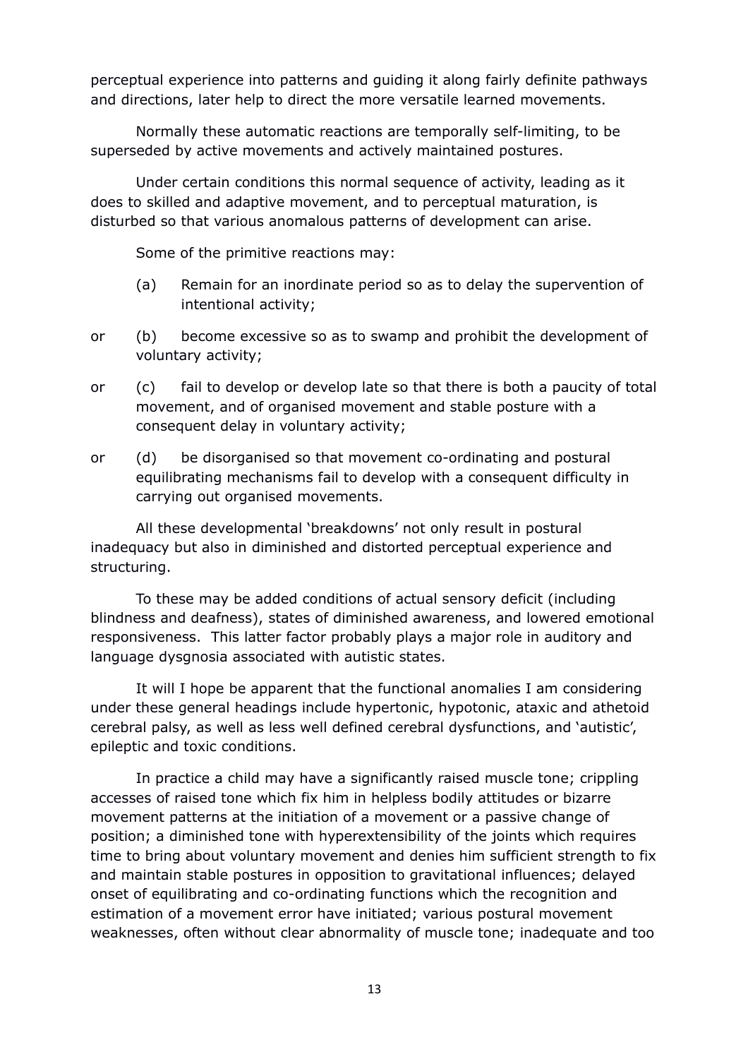perceptual experience into patterns and guiding it along fairly definite pathways and directions, later help to direct the more versatile learned movements.

Normally these automatic reactions are temporally self-limiting, to be superseded by active movements and actively maintained postures.

Under certain conditions this normal sequence of activity, leading as it does to skilled and adaptive movement, and to perceptual maturation, is disturbed so that various anomalous patterns of development can arise.

Some of the primitive reactions may:

(a) Remain for an inordinate period so as to delay the supervention of intentional activity;

or (b) become excessive so as to swamp and prohibit the development of voluntary activity;

or (c) fail to develop or develop late so that there is both a paucity of total movement, and of organised movement and stable posture with a consequent delay in voluntary activity;

or (d) be disorganised so that movement co-ordinating and postural equilibrating mechanisms fail to develop with a consequent difficulty in carrying out organised movements.

All these developmental 'breakdowns' not only result in postural inadequacy but also in diminished and distorted perceptual experience and structuring.

To these may be added conditions of actual sensory deficit (including blindness and deafness), states of diminished awareness, and lowered emotional responsiveness. This latter factor probably plays a major role in auditory and language dysgnosia associated with autistic states.

It will I hope be apparent that the functional anomalies I am considering under these general headings include hypertonic, hypotonic, ataxic and athetoid cerebral palsy, as well as less well defined cerebral dysfunctions, and 'autistic', epileptic and toxic conditions.

In practice a child may have a significantly raised muscle tone; crippling accesses of raised tone which fix him in helpless bodily attitudes or bizarre movement patterns at the initiation of a movement or a passive change of position; a diminished tone with hyperextensibility of the joints which requires time to bring about voluntary movement and denies him sufficient strength to fix and maintain stable postures in opposition to gravitational influences; delayed onset of equilibrating and co-ordinating functions which the recognition and estimation of a movement error have initiated; various postural movement weaknesses, often without clear abnormality of muscle tone; inadequate and too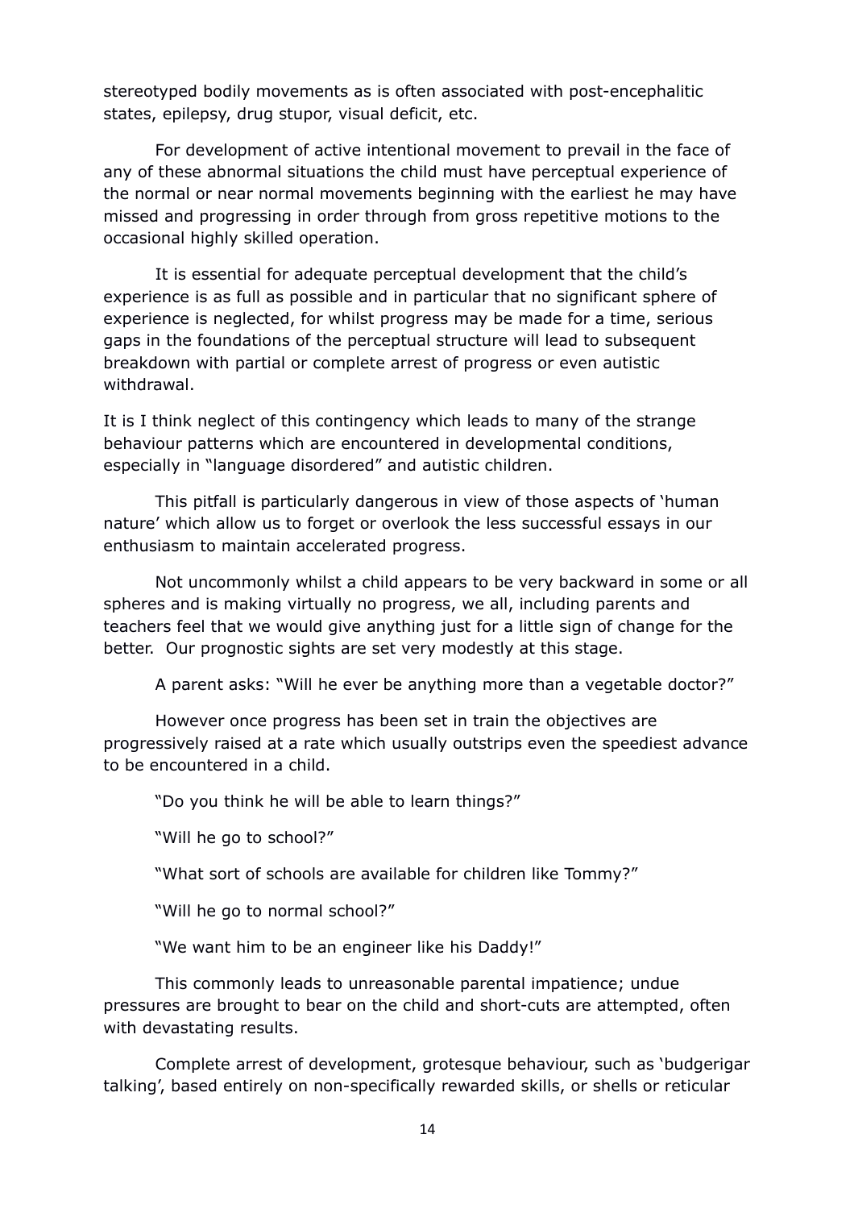stereotyped bodily movements as is often associated with post-encephalitic states, epilepsy, drug stupor, visual deficit, etc.

For development of active intentional movement to prevail in the face of any of these abnormal situations the child must have perceptual experience of the normal or near normal movements beginning with the earliest he may have missed and progressing in order through from gross repetitive motions to the occasional highly skilled operation.

It is essential for adequate perceptual development that the child's experience is as full as possible and in particular that no significant sphere of experience is neglected, for whilst progress may be made for a time, serious gaps in the foundations of the perceptual structure will lead to subsequent breakdown with partial or complete arrest of progress or even autistic withdrawal.

It is I think neglect of this contingency which leads to many of the strange behaviour patterns which are encountered in developmental conditions, especially in "language disordered" and autistic children.

This pitfall is particularly dangerous in view of those aspects of 'human nature' which allow us to forget or overlook the less successful essays in our enthusiasm to maintain accelerated progress.

Not uncommonly whilst a child appears to be very backward in some or all spheres and is making virtually no progress, we all, including parents and teachers feel that we would give anything just for a little sign of change for the better. Our prognostic sights are set very modestly at this stage.

A parent asks: "Will he ever be anything more than a vegetable doctor?"

However once progress has been set in train the objectives are progressively raised at a rate which usually outstrips even the speediest advance to be encountered in a child.

"Do you think he will be able to learn things?"

"Will he go to school?"

"What sort of schools are available for children like Tommy?"

"Will he go to normal school?"

"We want him to be an engineer like his Daddy!"

This commonly leads to unreasonable parental impatience; undue pressures are brought to bear on the child and short-cuts are attempted, often with devastating results.

Complete arrest of development, grotesque behaviour, such as 'budgerigar talking', based entirely on non-specifically rewarded skills, or shells or reticular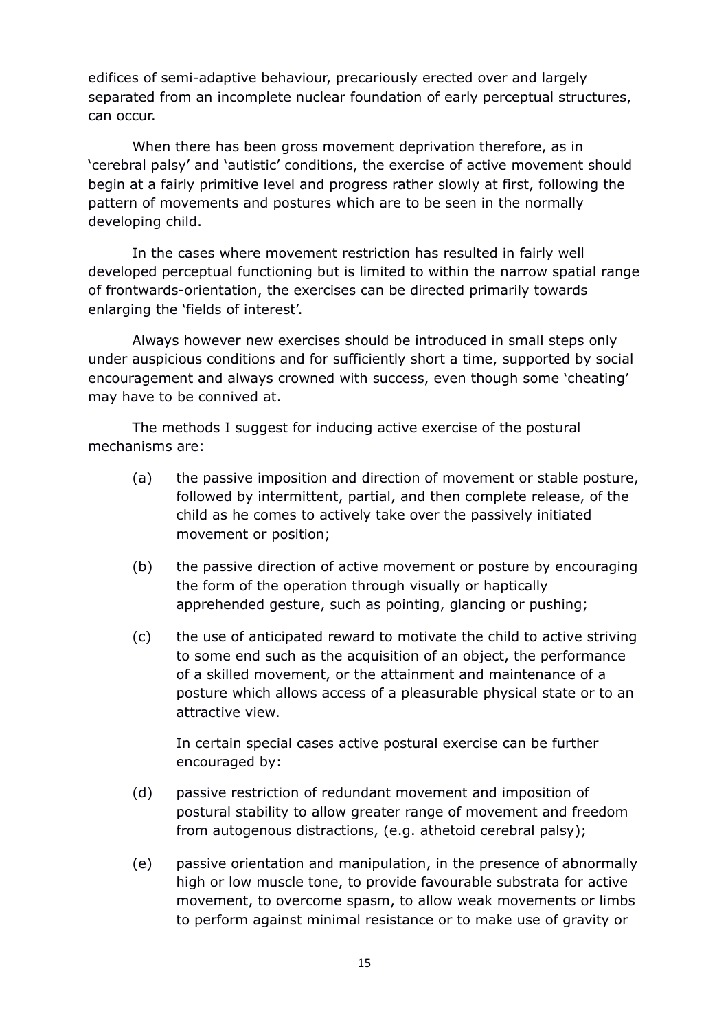edifices of semi-adaptive behaviour, precariously erected over and largely separated from an incomplete nuclear foundation of early perceptual structures, can occur.

When there has been gross movement deprivation therefore, as in 'cerebral palsy' and 'autistic' conditions, the exercise of active movement should begin at a fairly primitive level and progress rather slowly at first, following the pattern of movements and postures which are to be seen in the normally developing child.

In the cases where movement restriction has resulted in fairly well developed perceptual functioning but is limited to within the narrow spatial range of frontwards-orientation, the exercises can be directed primarily towards enlarging the 'fields of interest'.

Always however new exercises should be introduced in small steps only under auspicious conditions and for sufficiently short a time, supported by social encouragement and always crowned with success, even though some 'cheating' may have to be connived at.

The methods I suggest for inducing active exercise of the postural mechanisms are:

(a) the passive imposition and direction of movement or stable posture, followed by intermittent, partial, and then complete release, of the child as he comes to actively take over the passively initiated movement or position;

(b) the passive direction of active movement or posture by encouraging the form of the operation through visually or haptically apprehended gesture, such as pointing, glancing or pushing;

(c) the use of anticipated reward to motivate the child to active striving to some end such as the acquisition of an object, the performance of a skilled movement, or the attainment and maintenance of a posture which allows access of a pleasurable physical state or to an attractive view.

In certain special cases active postural exercise can be further encouraged by:

(d) passive restriction of redundant movement and imposition of postural stability to allow greater range of movement and freedom from autogenous distractions, (e.g. athetoid cerebral palsy);

(e) passive orientation and manipulation, in the presence of abnormally high or low muscle tone, to provide favourable substrata for active movement, to overcome spasm, to allow weak movements or limbs to perform against minimal resistance or to make use of gravity or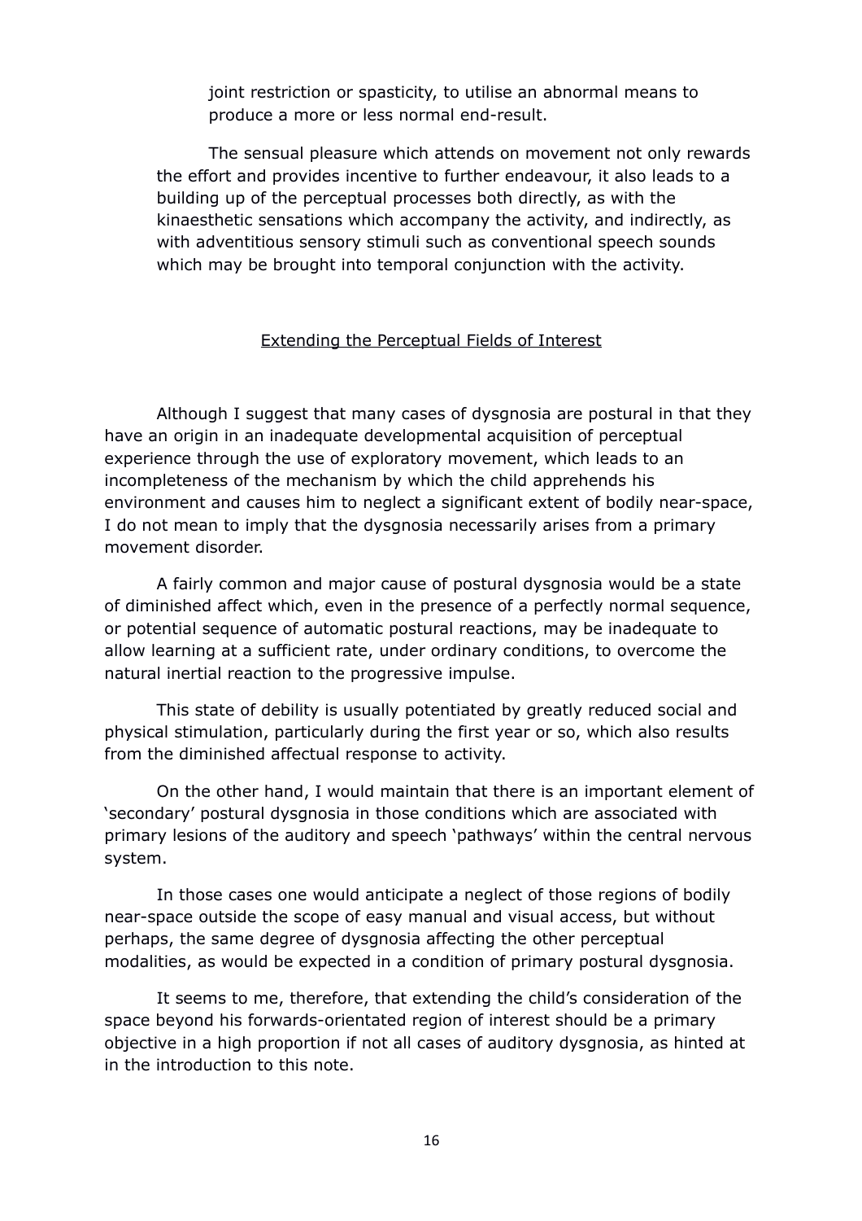joint restriction or spasticity, to utilise an abnormal means to produce a more or less normal end-result.

The sensual pleasure which attends on movement not only rewards the effort and provides incentive to further endeavour, it also leads to a building up of the perceptual processes both directly, as with the kinaesthetic sensations which accompany the activity, and indirectly, as with adventitious sensory stimuli such as conventional speech sounds which may be brought into temporal conjunction with the activity.

## Extending the Perceptual Fields of Interest

Although I suggest that many cases of dysgnosia are postural in that they have an origin in an inadequate developmental acquisition of perceptual experience through the use of exploratory movement, which leads to an incompleteness of the mechanism by which the child apprehends his environment and causes him to neglect a significant extent of bodily near-space, I do not mean to imply that the dysgnosia necessarily arises from a primary movement disorder.

A fairly common and major cause of postural dysgnosia would be a state of diminished affect which, even in the presence of a perfectly normal sequence, or potential sequence of automatic postural reactions, may be inadequate to allow learning at a sufficient rate, under ordinary conditions, to overcome the natural inertial reaction to the progressive impulse.

This state of debility is usually potentiated by greatly reduced social and physical stimulation, particularly during the first year or so, which also results from the diminished affectual response to activity.

On the other hand, I would maintain that there is an important element of 'secondary' postural dysgnosia in those conditions which are associated with primary lesions of the auditory and speech 'pathways' within the central nervous system.

In those cases one would anticipate a neglect of those regions of bodily near-space outside the scope of easy manual and visual access, but without perhaps, the same degree of dysgnosia affecting the other perceptual modalities, as would be expected in a condition of primary postural dysgnosia.

It seems to me, therefore, that extending the child's consideration of the space beyond his forwards-orientated region of interest should be a primary objective in a high proportion if not all cases of auditory dysgnosia, as hinted at in the introduction to this note.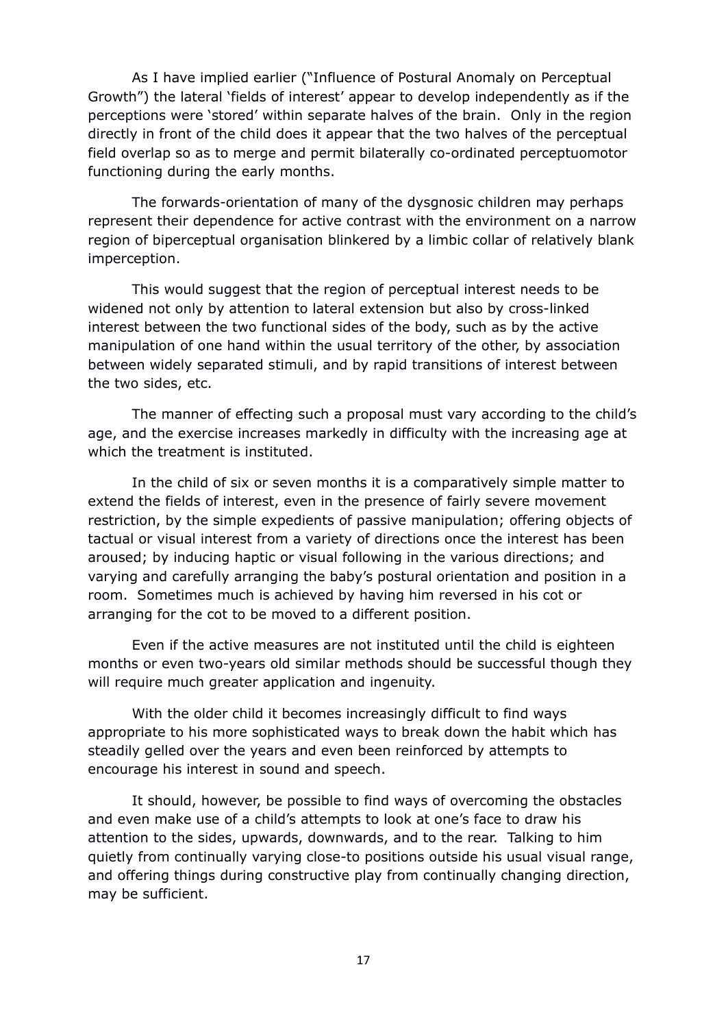As I have implied earlier ("Influence of Postural Anomaly on Perceptual Growth") the lateral 'fields of interest' appear to develop independently as if the perceptions were 'stored' within separate halves of the brain. Only in the region directly in front of the child does it appear that the two halves of the perceptual field overlap so as to merge and permit bilaterally co-ordinated perceptuomotor functioning during the early months.

The forwards-orientation of many of the dysgnosic children may perhaps represent their dependence for active contrast with the environment on a narrow region of biperceptual organisation blinkered by a limbic collar of relatively blank imperception.

This would suggest that the region of perceptual interest needs to be widened not only by attention to lateral extension but also by cross-linked interest between the two functional sides of the body, such as by the active manipulation of one hand within the usual territory of the other, by association between widely separated stimuli, and by rapid transitions of interest between the two sides, etc.

The manner of effecting such a proposal must vary according to the child's age, and the exercise increases markedly in difficulty with the increasing age at which the treatment is instituted.

In the child of six or seven months it is a comparatively simple matter to extend the fields of interest, even in the presence of fairly severe movement restriction, by the simple expedients of passive manipulation; offering objects of tactual or visual interest from a variety of directions once the interest has been aroused; by inducing haptic or visual following in the various directions; and varying and carefully arranging the baby's postural orientation and position in a room. Sometimes much is achieved by having him reversed in his cot or arranging for the cot to be moved to a different position.

Even if the active measures are not instituted until the child is eighteen months or even two-years old similar methods should be successful though they will require much greater application and ingenuity.

With the older child it becomes increasingly difficult to find ways appropriate to his more sophisticated ways to break down the habit which has steadily gelled over the years and even been reinforced by attempts to encourage his interest in sound and speech.

It should, however, be possible to find ways of overcoming the obstacles and even make use of a child's attempts to look at one's face to draw his attention to the sides, upwards, downwards, and to the rear. Talking to him quietly from continually varying close-to positions outside his usual visual range, and offering things during constructive play from continually changing direction, may be sufficient.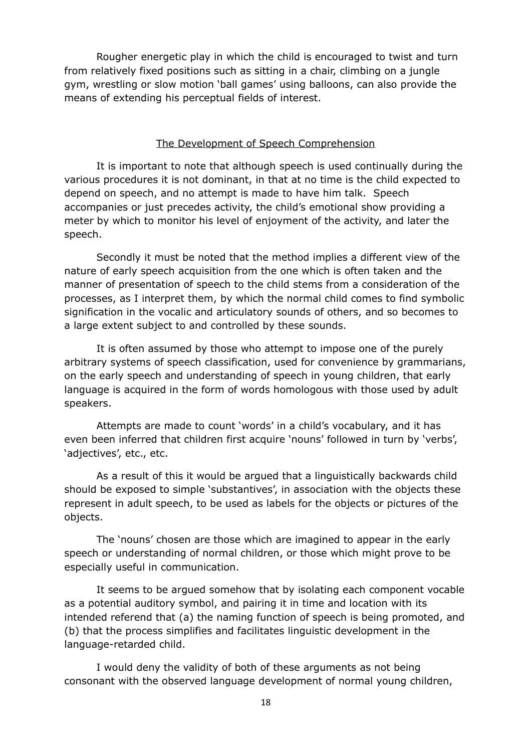Rougher energetic play in which the child is encouraged to twist and turn from relatively fixed positions such as sitting in a chair, climbing on a jungle gym, wrestling or slow motion 'ball games' using balloons, can also provide the means of extending his perceptual fields of interest.

## The Development of Speech Comprehension

It is important to note that although speech is used continually during the various procedures it is not dominant, in that at no time is the child expected to depend on speech, and no attempt is made to have him talk. Speech accompanies or just precedes activity, the child's emotional show providing a meter by which to monitor his level of enjoyment of the activity, and later the speech.

Secondly it must be noted that the method implies a different view of the nature of early speech acquisition from the one which is often taken and the manner of presentation of speech to the child stems from a consideration of the processes, as I interpret them, by which the normal child comes to find symbolic signification in the vocalic and articulatory sounds of others, and so becomes to a large extent subject to and controlled by these sounds.

It is often assumed by those who attempt to impose one of the purely arbitrary systems of speech classification, used for convenience by grammarians, on the early speech and understanding of speech in young children, that early language is acquired in the form of words homologous with those used by adult speakers.

Attempts are made to count 'words' in a child's vocabulary, and it has even been inferred that children first acquire 'nouns' followed in turn by 'verbs', 'adjectives', etc., etc.

As a result of this it would be argued that a linguistically backwards child should be exposed to simple 'substantives', in association with the objects these represent in adult speech, to be used as labels for the objects or pictures of the objects.

The 'nouns' chosen are those which are imagined to appear in the early speech or understanding of normal children, or those which might prove to be especially useful in communication.

It seems to be argued somehow that by isolating each component vocable as a potential auditory symbol, and pairing it in time and location with its intended referend that (a) the naming function of speech is being promoted, and (b) that the process simplifies and facilitates linguistic development in the language-retarded child.

I would deny the validity of both of these arguments as not being consonant with the observed language development of normal young children,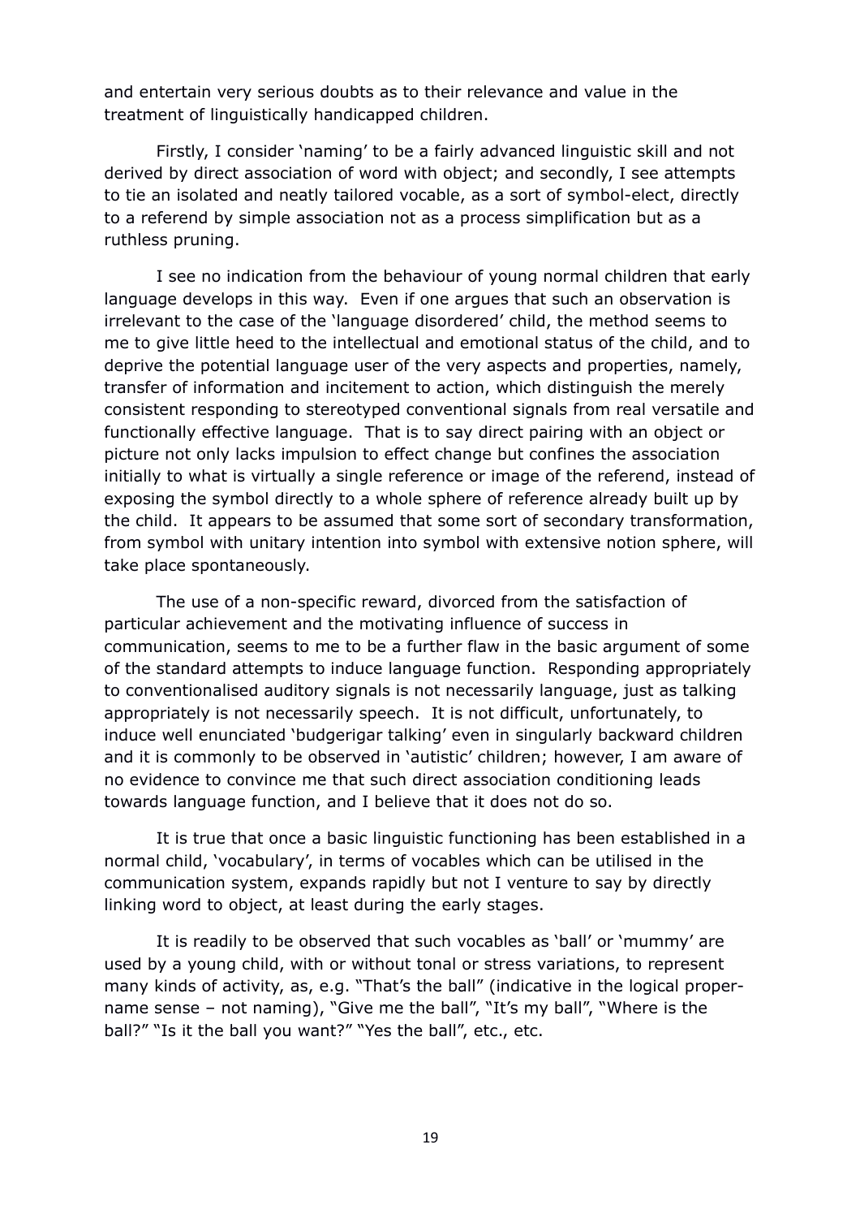and entertain very serious doubts as to their relevance and value in the treatment of linguistically handicapped children.

Firstly, I consider 'naming' to be a fairly advanced linguistic skill and not derived by direct association of word with object; and secondly, I see attempts to tie an isolated and neatly tailored vocable, as a sort of symbol-elect, directly to a referend by simple association not as a process simplification but as a ruthless pruning.

I see no indication from the behaviour of young normal children that early language develops in this way. Even if one argues that such an observation is irrelevant to the case of the 'language disordered' child, the method seems to me to give little heed to the intellectual and emotional status of the child, and to deprive the potential language user of the very aspects and properties, namely, transfer of information and incitement to action, which distinguish the merely consistent responding to stereotyped conventional signals from real versatile and functionally effective language. That is to say direct pairing with an object or picture not only lacks impulsion to effect change but confines the association initially to what is virtually a single reference or image of the referend, instead of exposing the symbol directly to a whole sphere of reference already built up by the child. It appears to be assumed that some sort of secondary transformation, from symbol with unitary intention into symbol with extensive notion sphere, will take place spontaneously.

The use of a non-specific reward, divorced from the satisfaction of particular achievement and the motivating influence of success in communication, seems to me to be a further flaw in the basic argument of some of the standard attempts to induce language function. Responding appropriately to conventionalised auditory signals is not necessarily language, just as talking appropriately is not necessarily speech. It is not difficult, unfortunately, to induce well enunciated 'budgerigar talking' even in singularly backward children and it is commonly to be observed in 'autistic' children; however, I am aware of no evidence to convince me that such direct association conditioning leads towards language function, and I believe that it does not do so.

It is true that once a basic linguistic functioning has been established in a normal child, 'vocabulary', in terms of vocables which can be utilised in the communication system, expands rapidly but not I venture to say by directly linking word to object, at least during the early stages.

It is readily to be observed that such vocables as 'ball' or 'mummy' are used by a young child, with or without tonal or stress variations, to represent many kinds of activity, as, e.g. "That's the ball" (indicative in the logical proper-name sense – not naming), "Give me the ball", "It's my ball", "Where is the ball?" "Is it the ball you want?" "Yes the ball", etc., etc.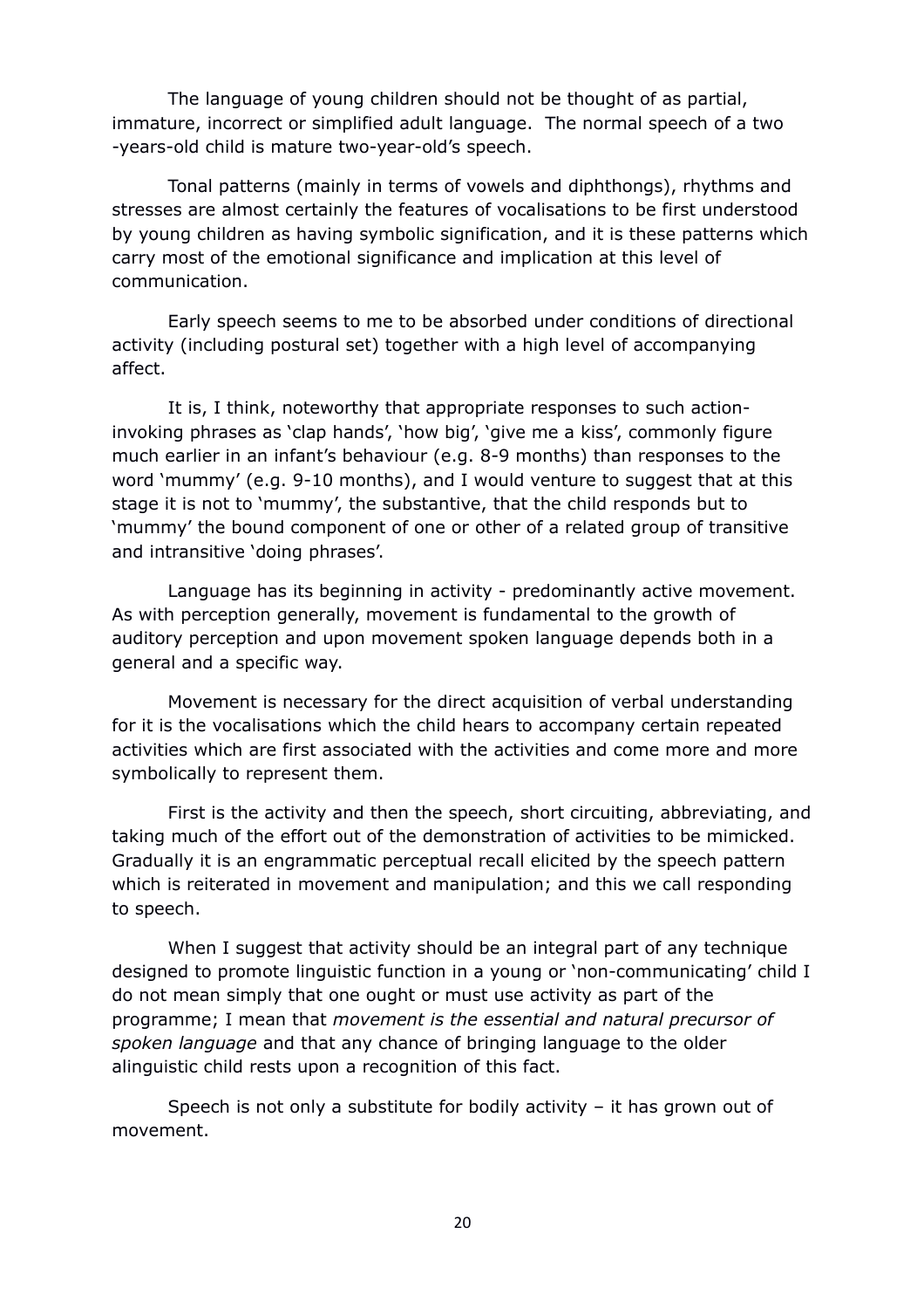The language of young children should not be thought of as partial, immature, incorrect or simplified adult language. The normal speech of a two -years-old child is mature two-year-old's speech.

Tonal patterns (mainly in terms of vowels and diphthongs), rhythms and stresses are almost certainly the features of vocalisations to be first understood by young children as having symbolic signification, and it is these patterns which carry most of the emotional significance and implication at this level of communication.

Early speech seems to me to be absorbed under conditions of directional activity (including postural set) together with a high level of accompanying affect.

It is, I think, noteworthy that appropriate responses to such action-invoking phrases as 'clap hands', 'how big', 'give me a kiss', commonly figure much earlier in an infant's behaviour (e.g. 8-9 months) than responses to the word 'mummy' (e.g. 9-10 months), and I would venture to suggest that at this stage it is not to 'mummy', the substantive, that the child responds but to 'mummy' the bound component of one or other of a related group of transitive and intransitive 'doing phrases'.

Language has its beginning in activity - predominantly active movement. As with perception generally, movement is fundamental to the growth of auditory perception and upon movement spoken language depends both in a general and a specific way.

Movement is necessary for the direct acquisition of verbal understanding for it is the vocalisations which the child hears to accompany certain repeated activities which are first associated with the activities and come more and more symbolically to represent them.

First is the activity and then the speech, short circuiting, abbreviating, and taking much of the effort out of the demonstration of activities to be mimicked. Gradually it is an engrammatic perceptual recall elicited by the speech pattern which is reiterated in movement and manipulation; and this we call responding to speech.

When I suggest that activity should be an integral part of any technique designed to promote linguistic function in a young or 'non-communicating' child I do not mean simply that one ought or must use activity as part of the programme; I mean that *movement is the essential and natural precursor of spoken language* and that any chance of bringing language to the older alinguistic child rests upon a recognition of this fact.

Speech is not only a substitute for bodily activity – it has grown out of movement.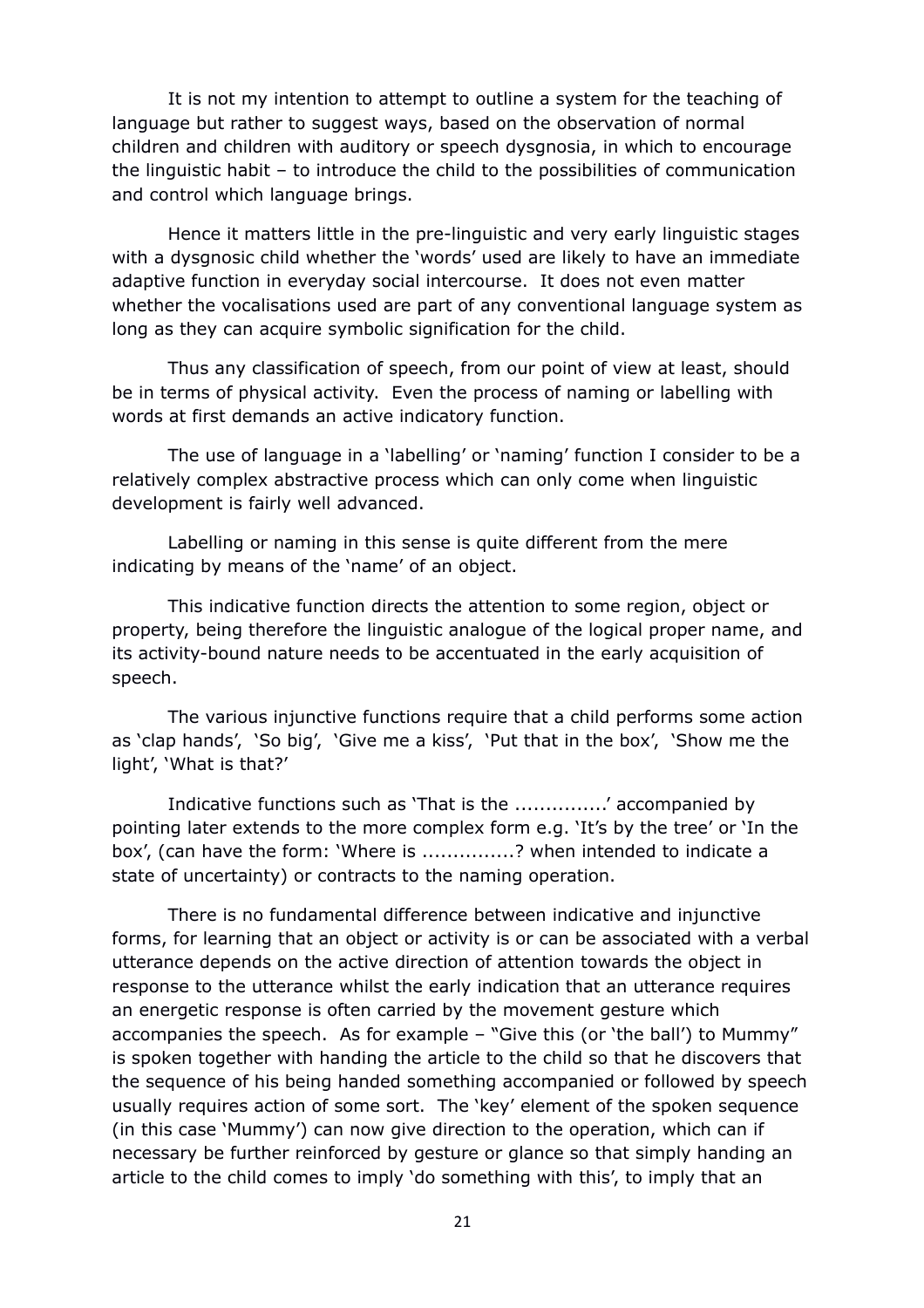It is not my intention to attempt to outline a system for the teaching of language but rather to suggest ways, based on the observation of normal children and children with auditory or speech dysgnosia, in which to encourage the linguistic habit – to introduce the child to the possibilities of communication and control which language brings.

Hence it matters little in the pre-linguistic and very early linguistic stages with a dysgnosic child whether the 'words' used are likely to have an immediate adaptive function in everyday social intercourse. It does not even matter whether the vocalisations used are part of any conventional language system as long as they can acquire symbolic signification for the child.

Thus any classification of speech, from our point of view at least, should be in terms of physical activity. Even the process of naming or labelling with words at first demands an active indicatory function.

The use of language in a 'labelling' or 'naming' function I consider to be a relatively complex abstractive process which can only come when linguistic development is fairly well advanced.

Labelling or naming in this sense is quite different from the mere indicating by means of the 'name' of an object.

This indicative function directs the attention to some region, object or property, being therefore the linguistic analogue of the logical proper name, and its activity-bound nature needs to be accentuated in the early acquisition of speech.

The various injunctive functions require that a child performs some action as 'clap hands', 'So big', 'Give me a kiss', 'Put that in the box', 'Show me the light', 'What is that?'

Indicative functions such as 'That is the ...............' accompanied by pointing later extends to the more complex form e.g. 'It's by the tree' or 'In the box', (can have the form: 'Where is ...............? when intended to indicate a state of uncertainty) or contracts to the naming operation.

There is no fundamental difference between indicative and injunctive forms, for learning that an object or activity is or can be associated with a verbal utterance depends on the active direction of attention towards the object in response to the utterance whilst the early indication that an utterance requires an energetic response is often carried by the movement gesture which accompanies the speech. As for example – "Give this (or 'the ball') to Mummy" is spoken together with handing the article to the child so that he discovers that the sequence of his being handed something accompanied or followed by speech usually requires action of some sort. The 'key' element of the spoken sequence (in this case 'Mummy') can now give direction to the operation, which can if necessary be further reinforced by gesture or glance so that simply handing an article to the child comes to imply 'do something with this', to imply that an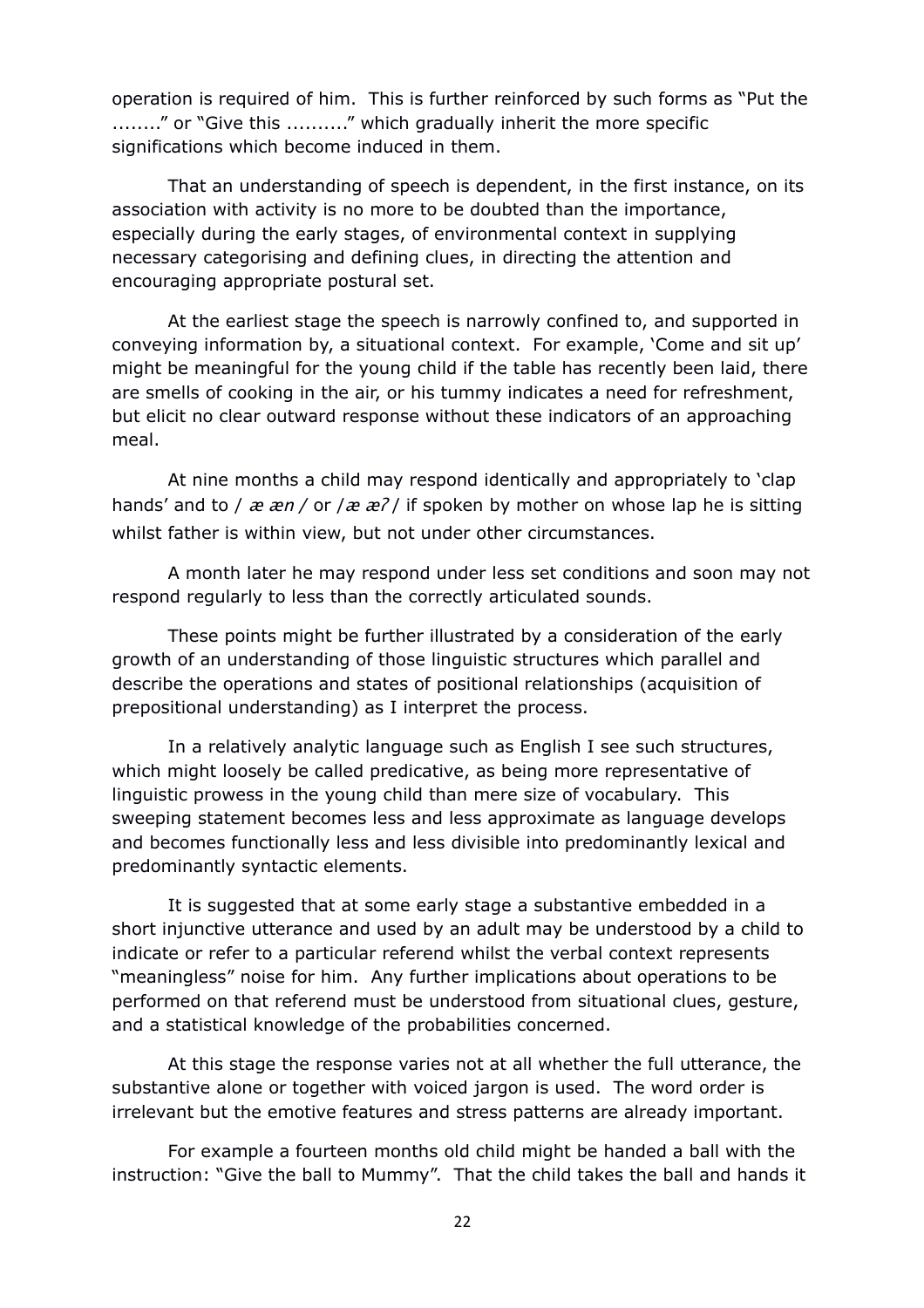operation is required of him. This is further reinforced by such forms as "Put the ........" or "Give this .........." which gradually inherit the more specific significations which become induced in them.

That an understanding of speech is dependent, in the first instance, on its association with activity is no more to be doubted than the importance, especially during the early stages, of environmental context in supplying necessary categorising and defining clues, in directing the attention and encouraging appropriate postural set.

At the earliest stage the speech is narrowly confined to, and supported in conveying information by, a situational context. For example, 'Come and sit up' might be meaningful for the young child if the table has recently been laid, there are smells of cooking in the air, or his tummy indicates a need for refreshment, but elicit no clear outward response without these indicators of an approaching meal.

At nine months a child may respond identically and appropriately to 'clap hands' and to / *æ æn /* or /*æ æʔ* / if spoken by mother on whose lap he is sitting whilst father is within view, but not under other circumstances.

A month later he may respond under less set conditions and soon may not respond regularly to less than the correctly articulated sounds.

These points might be further illustrated by a consideration of the early growth of an understanding of those linguistic structures which parallel and describe the operations and states of positional relationships (acquisition of prepositional understanding) as I interpret the process.

In a relatively analytic language such as English I see such structures, which might loosely be called predicative, as being more representative of linguistic prowess in the young child than mere size of vocabulary. This sweeping statement becomes less and less approximate as language develops and becomes functionally less and less divisible into predominantly lexical and predominantly syntactic elements.

It is suggested that at some early stage a substantive embedded in a short injunctive utterance and used by an adult may be understood by a child to indicate or refer to a particular referend whilst the verbal context represents "meaningless" noise for him. Any further implications about operations to be performed on that referend must be understood from situational clues, gesture, and a statistical knowledge of the probabilities concerned.

At this stage the response varies not at all whether the full utterance, the substantive alone or together with voiced jargon is used. The word order is irrelevant but the emotive features and stress patterns are already important.

For example a fourteen months old child might be handed a ball with the instruction: "Give the ball to Mummy". That the child takes the ball and hands it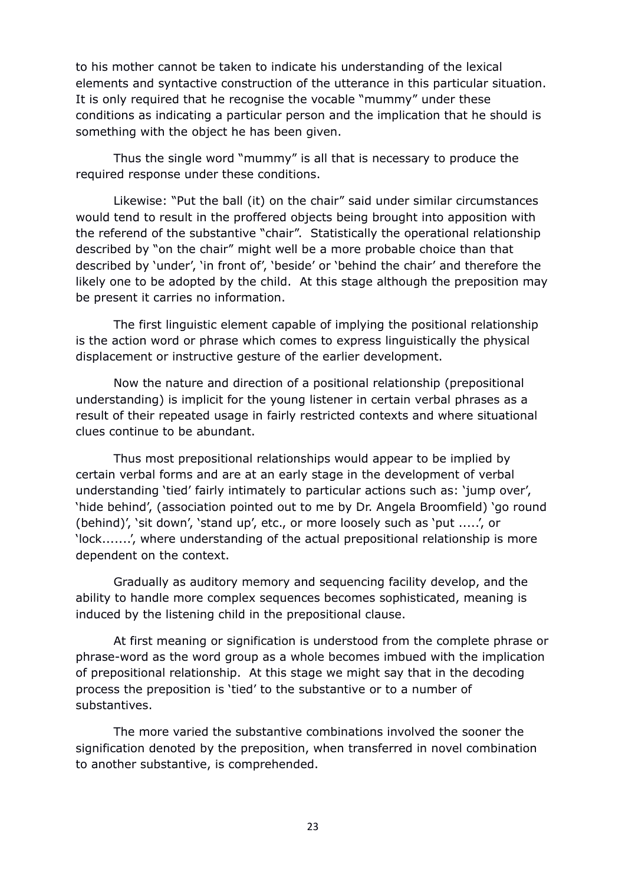to his mother cannot be taken to indicate his understanding of the lexical elements and syntactive construction of the utterance in this particular situation. It is only required that he recognise the vocable "mummy" under these conditions as indicating a particular person and the implication that he should is something with the object he has been given.

Thus the single word "mummy" is all that is necessary to produce the required response under these conditions.

Likewise: "Put the ball (it) on the chair" said under similar circumstances would tend to result in the proffered objects being brought into apposition with the referend of the substantive "chair". Statistically the operational relationship described by "on the chair" might well be a more probable choice than that described by 'under', 'in front of', 'beside' or 'behind the chair' and therefore the likely one to be adopted by the child. At this stage although the preposition may be present it carries no information.

The first linguistic element capable of implying the positional relationship is the action word or phrase which comes to express linguistically the physical displacement or instructive gesture of the earlier development.

Now the nature and direction of a positional relationship (prepositional understanding) is implicit for the young listener in certain verbal phrases as a result of their repeated usage in fairly restricted contexts and where situational clues continue to be abundant.

Thus most prepositional relationships would appear to be implied by certain verbal forms and are at an early stage in the development of verbal understanding 'tied' fairly intimately to particular actions such as: 'jump over', 'hide behind', (association pointed out to me by Dr. Angela Broomfield) 'go round (behind)', 'sit down', 'stand up', etc., or more loosely such as 'put .....', or 'lock.......', where understanding of the actual prepositional relationship is more dependent on the context.

Gradually as auditory memory and sequencing facility develop, and the ability to handle more complex sequences becomes sophisticated, meaning is induced by the listening child in the prepositional clause.

At first meaning or signification is understood from the complete phrase or phrase-word as the word group as a whole becomes imbued with the implication of prepositional relationship. At this stage we might say that in the decoding process the preposition is 'tied' to the substantive or to a number of substantives.

The more varied the substantive combinations involved the sooner the signification denoted by the preposition, when transferred in novel combination to another substantive, is comprehended.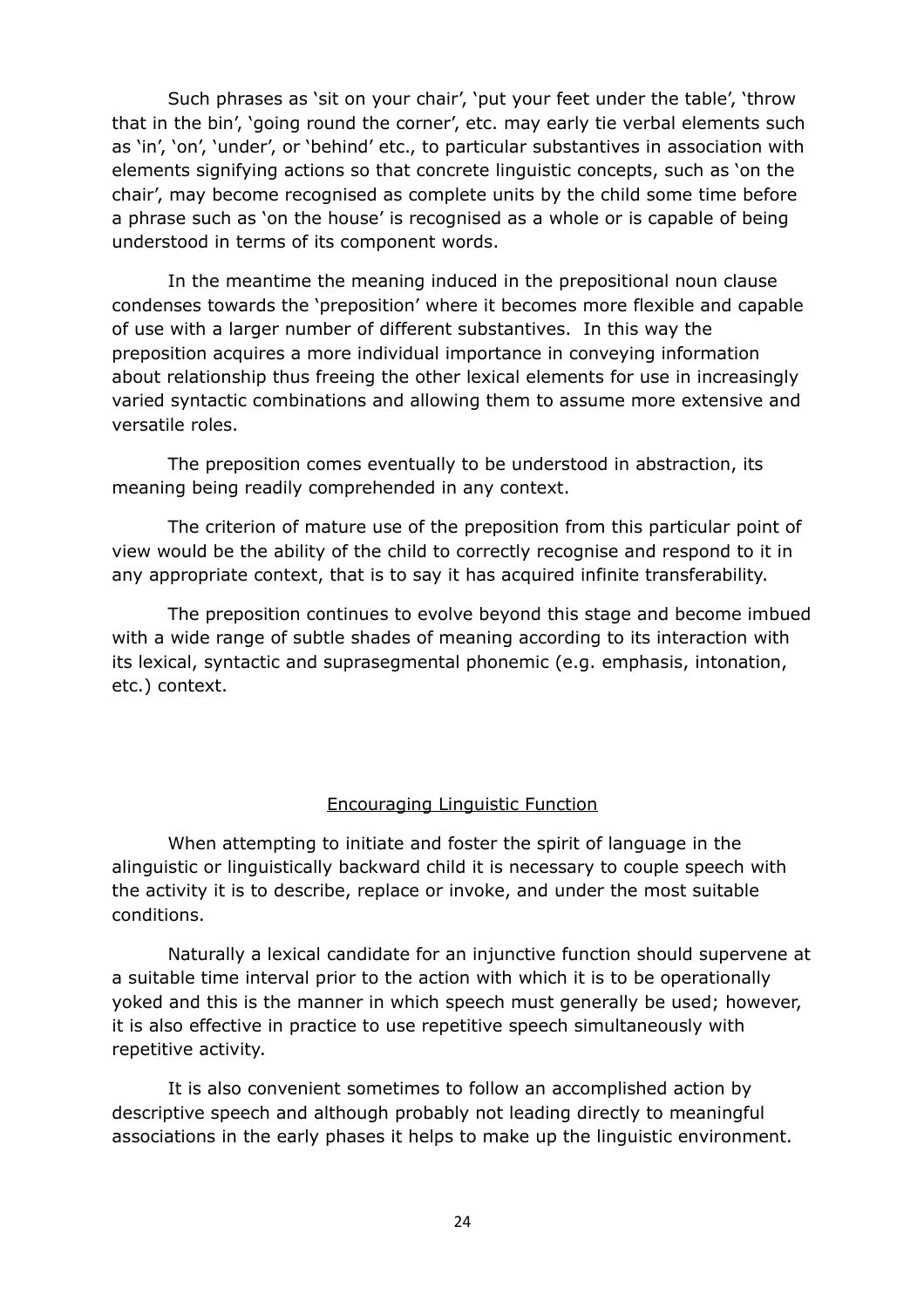Such phrases as 'sit on your chair', 'put your feet under the table', 'throw that in the bin', 'going round the corner', etc. may early tie verbal elements such as 'in', 'on', 'under', or 'behind' etc., to particular substantives in association with elements signifying actions so that concrete linguistic concepts, such as 'on the chair', may become recognised as complete units by the child some time before a phrase such as 'on the house' is recognised as a whole or is capable of being understood in terms of its component words.

In the meantime the meaning induced in the prepositional noun clause condenses towards the 'preposition' where it becomes more flexible and capable of use with a larger number of different substantives. In this way the preposition acquires a more individual importance in conveying information about relationship thus freeing the other lexical elements for use in increasingly varied syntactic combinations and allowing them to assume more extensive and versatile roles.

The preposition comes eventually to be understood in abstraction, its meaning being readily comprehended in any context.

The criterion of mature use of the preposition from this particular point of view would be the ability of the child to correctly recognise and respond to it in any appropriate context, that is to say it has acquired infinite transferability.

The preposition continues to evolve beyond this stage and become imbued with a wide range of subtle shades of meaning according to its interaction with its lexical, syntactic and suprasegmental phonemic (e.g. emphasis, intonation, etc.) context.

## Encouraging Linguistic Function

When attempting to initiate and foster the spirit of language in the alinguistic or linguistically backward child it is necessary to couple speech with the activity it is to describe, replace or invoke, and under the most suitable conditions.

Naturally a lexical candidate for an injunctive function should supervene at a suitable time interval prior to the action with which it is to be operationally yoked and this is the manner in which speech must generally be used; however, it is also effective in practice to use repetitive speech simultaneously with repetitive activity.

It is also convenient sometimes to follow an accomplished action by descriptive speech and although probably not leading directly to meaningful associations in the early phases it helps to make up the linguistic environment.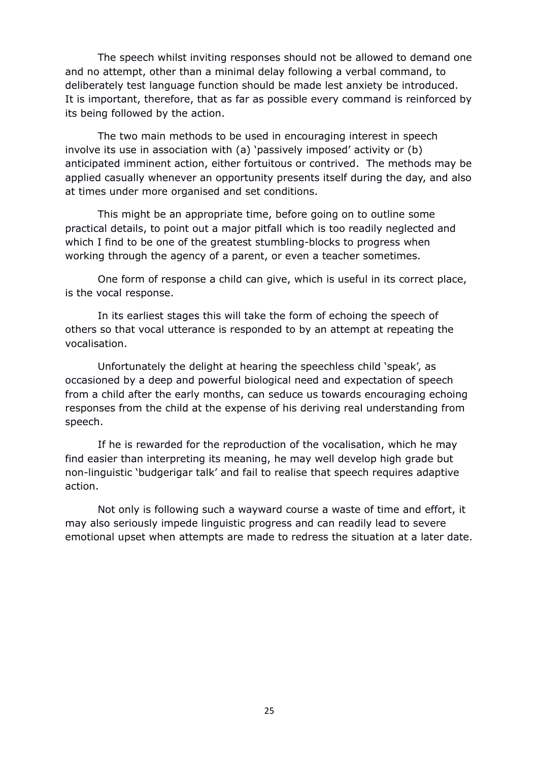The speech whilst inviting responses should not be allowed to demand one and no attempt, other than a minimal delay following a verbal command, to deliberately test language function should be made lest anxiety be introduced. It is important, therefore, that as far as possible every command is reinforced by its being followed by the action.

The two main methods to be used in encouraging interest in speech involve its use in association with (a) 'passively imposed' activity or (b) anticipated imminent action, either fortuitous or contrived. The methods may be applied casually whenever an opportunity presents itself during the day, and also at times under more organised and set conditions.

This might be an appropriate time, before going on to outline some practical details, to point out a major pitfall which is too readily neglected and which I find to be one of the greatest stumbling-blocks to progress when working through the agency of a parent, or even a teacher sometimes.

One form of response a child can give, which is useful in its correct place, is the vocal response.

In its earliest stages this will take the form of echoing the speech of others so that vocal utterance is responded to by an attempt at repeating the vocalisation.

Unfortunately the delight at hearing the speechless child 'speak', as occasioned by a deep and powerful biological need and expectation of speech from a child after the early months, can seduce us towards encouraging echoing responses from the child at the expense of his deriving real understanding from speech.

If he is rewarded for the reproduction of the vocalisation, which he may find easier than interpreting its meaning, he may well develop high grade but non-linguistic 'budgerigar talk' and fail to realise that speech requires adaptive action.

Not only is following such a wayward course a waste of time and effort, it may also seriously impede linguistic progress and can readily lead to severe emotional upset when attempts are made to redress the situation at a later date.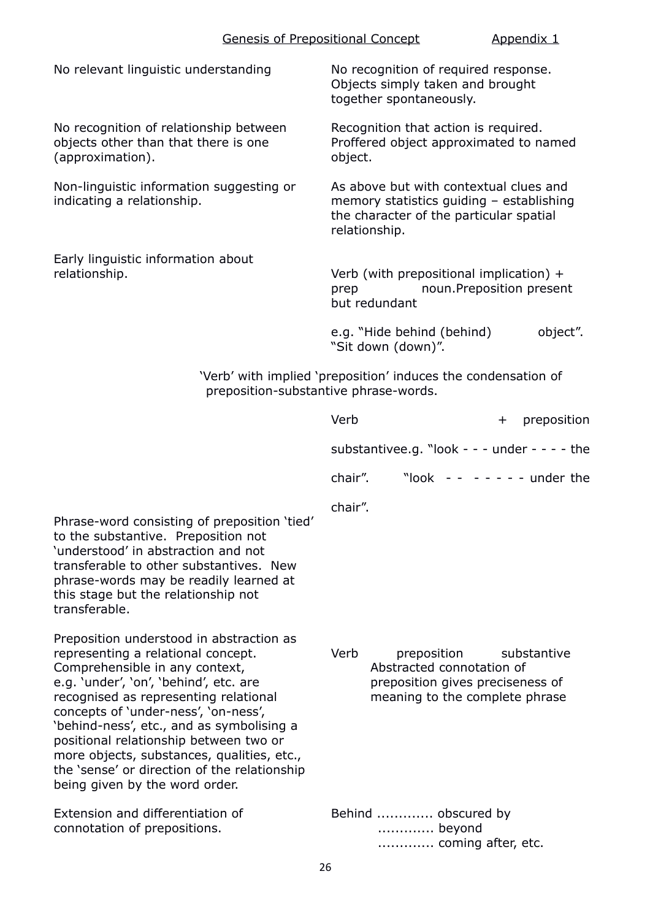## Genesis of Prepositional Concept — Appendix 1

| | |
|---|---|
| No relevant linguistic understanding | No recognition of required response. Objects simply taken and brought together spontaneously. |
| No recognition of relationship between objects other than that there is one (approximation). | Recognition that action is required. Proffered object approximated to named object. |
| Non-linguistic information suggesting or indicating a relationship. | As above but with contextual clues and memory statistics guiding – establishing the character of the particular spatial relationship. |
| Early linguistic information about relationship. | Verb (with prepositional implication) + prep noun. Preposition present but redundant<br><br>e.g. "Hide behind (behind) object". "Sit down (down)". |

'Verb' with implied 'preposition' induces the condensation of preposition-substantive phrase-words.

| | |
|---|---|
| | Verb + preposition substantive e.g. "look - - - under - - - - the chair". "look - - - - - - - under the chair". |
| Phrase-word consisting of preposition 'tied' to the substantive. Preposition not 'understood' in abstraction and not transferable to other substantives. New phrase-words may be readily learned at this stage but the relationship not transferable. | |
| Preposition understood in abstraction as representing a relational concept. Comprehensible in any context, e.g. 'under', 'on', 'behind', etc. are recognised as representing relational concepts of 'under-ness', 'on-ness', 'behind-ness', etc., and as symbolising a positional relationship between two or more objects, substances, qualities, etc., the 'sense' or direction of the relationship being given by the word order. | Verb preposition substantive<br>Abstracted connotation of preposition gives preciseness of meaning to the complete phrase |
| Extension and differentiation of connotation of prepositions. | Behind ............. obscured by<br>............. beyond<br>............. coming after, etc. |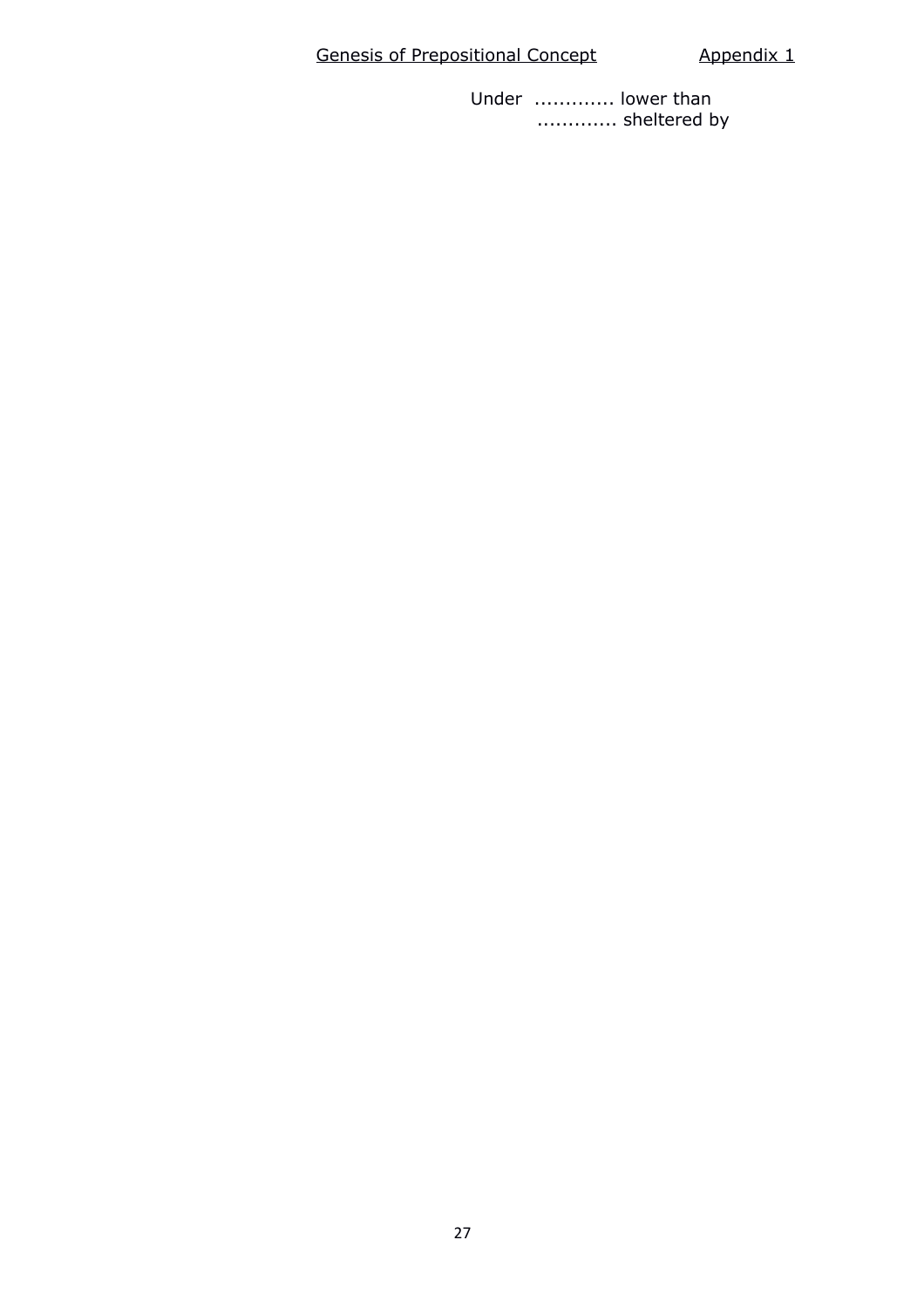Under ............ lower than
............ sheltered by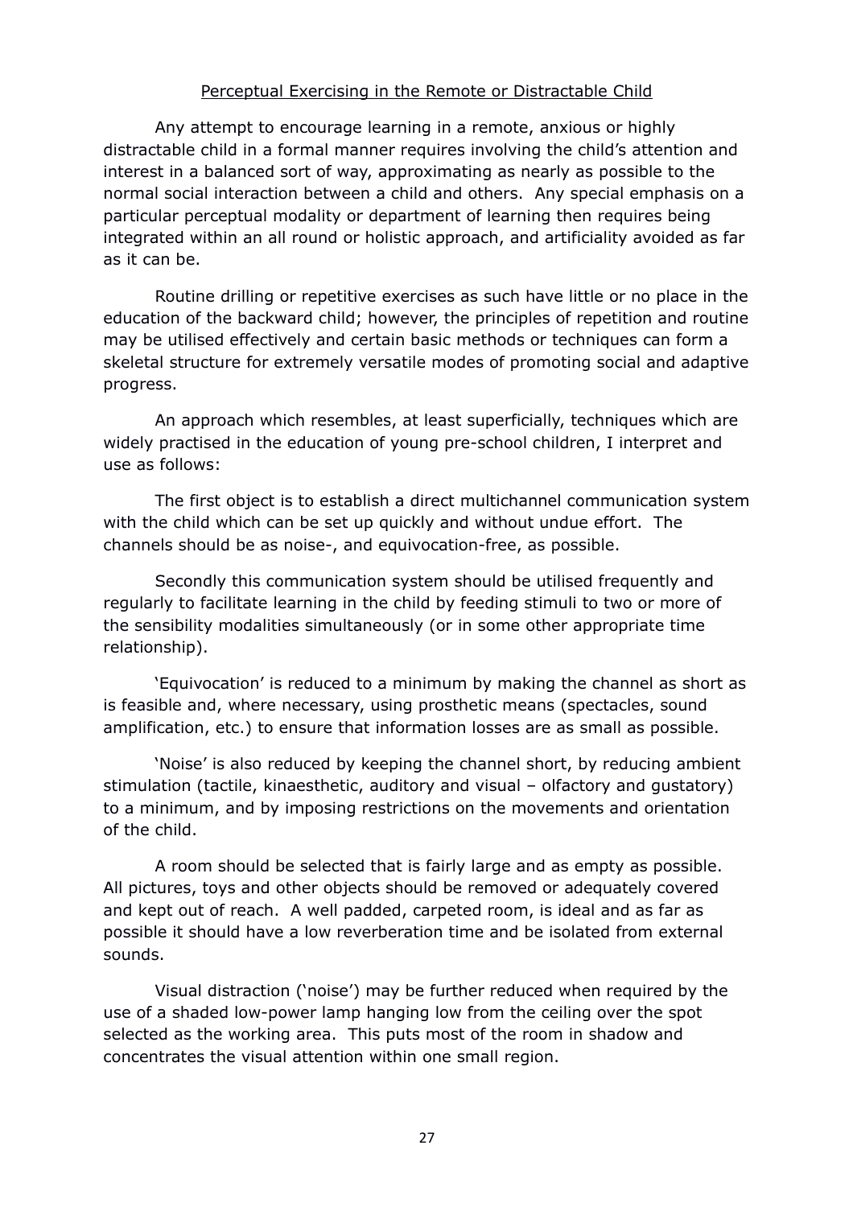## Perceptual Exercising in the Remote or Distractable Child

Any attempt to encourage learning in a remote, anxious or highly distractable child in a formal manner requires involving the child's attention and interest in a balanced sort of way, approximating as nearly as possible to the normal social interaction between a child and others. Any special emphasis on a particular perceptual modality or department of learning then requires being integrated within an all round or holistic approach, and artificiality avoided as far as it can be.

Routine drilling or repetitive exercises as such have little or no place in the education of the backward child; however, the principles of repetition and routine may be utilised effectively and certain basic methods or techniques can form a skeletal structure for extremely versatile modes of promoting social and adaptive progress.

An approach which resembles, at least superficially, techniques which are widely practised in the education of young pre-school children, I interpret and use as follows:

The first object is to establish a direct multichannel communication system with the child which can be set up quickly and without undue effort. The channels should be as noise-, and equivocation-free, as possible.

Secondly this communication system should be utilised frequently and regularly to facilitate learning in the child by feeding stimuli to two or more of the sensibility modalities simultaneously (or in some other appropriate time relationship).

'Equivocation' is reduced to a minimum by making the channel as short as is feasible and, where necessary, using prosthetic means (spectacles, sound amplification, etc.) to ensure that information losses are as small as possible.

'Noise' is also reduced by keeping the channel short, by reducing ambient stimulation (tactile, kinaesthetic, auditory and visual – olfactory and gustatory) to a minimum, and by imposing restrictions on the movements and orientation of the child.

A room should be selected that is fairly large and as empty as possible. All pictures, toys and other objects should be removed or adequately covered and kept out of reach. A well padded, carpeted room, is ideal and as far as possible it should have a low reverberation time and be isolated from external sounds.

Visual distraction ('noise') may be further reduced when required by the use of a shaded low-power lamp hanging low from the ceiling over the spot selected as the working area. This puts most of the room in shadow and concentrates the visual attention within one small region.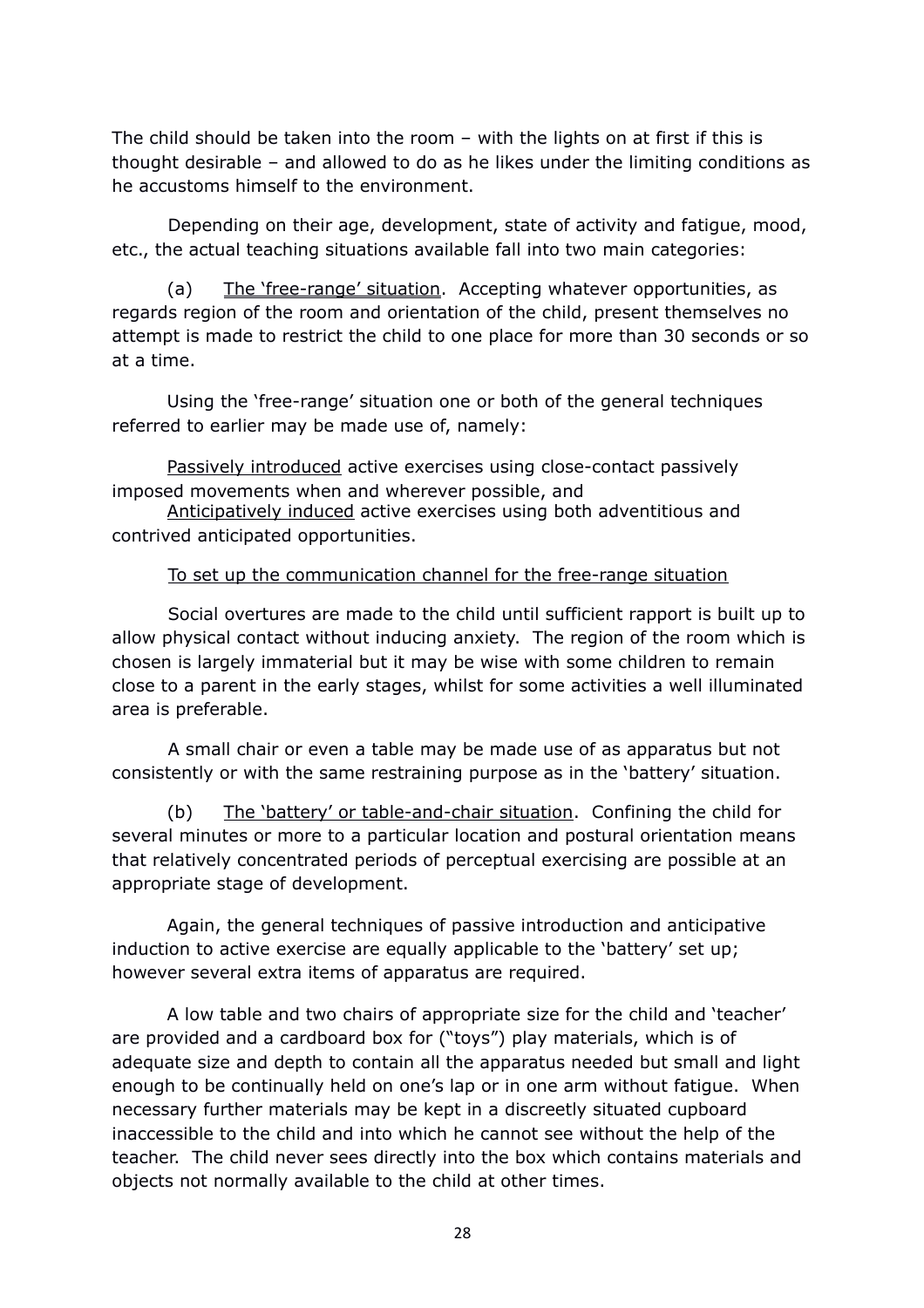The child should be taken into the room – with the lights on at first if this is thought desirable – and allowed to do as he likes under the limiting conditions as he accustoms himself to the environment.

Depending on their age, development, state of activity and fatigue, mood, etc., the actual teaching situations available fall into two main categories:

(a) The 'free-range' situation. Accepting whatever opportunities, as regards region of the room and orientation of the child, present themselves no attempt is made to restrict the child to one place for more than 30 seconds or so at a time.

Using the 'free-range' situation one or both of the general techniques referred to earlier may be made use of, namely:

Passively introduced active exercises using close-contact passively imposed movements when and wherever possible, and
Anticipatively induced active exercises using both adventitious and contrived anticipated opportunities.

To set up the communication channel for the free-range situation

Social overtures are made to the child until sufficient rapport is built up to allow physical contact without inducing anxiety. The region of the room which is chosen is largely immaterial but it may be wise with some children to remain close to a parent in the early stages, whilst for some activities a well illuminated area is preferable.

A small chair or even a table may be made use of as apparatus but not consistently or with the same restraining purpose as in the 'battery' situation.

(b) The 'battery' or table-and-chair situation. Confining the child for several minutes or more to a particular location and postural orientation means that relatively concentrated periods of perceptual exercising are possible at an appropriate stage of development.

Again, the general techniques of passive introduction and anticipative induction to active exercise are equally applicable to the 'battery' set up; however several extra items of apparatus are required.

A low table and two chairs of appropriate size for the child and 'teacher' are provided and a cardboard box for ("toys") play materials, which is of adequate size and depth to contain all the apparatus needed but small and light enough to be continually held on one's lap or in one arm without fatigue. When necessary further materials may be kept in a discreetly situated cupboard inaccessible to the child and into which he cannot see without the help of the teacher. The child never sees directly into the box which contains materials and objects not normally available to the child at other times.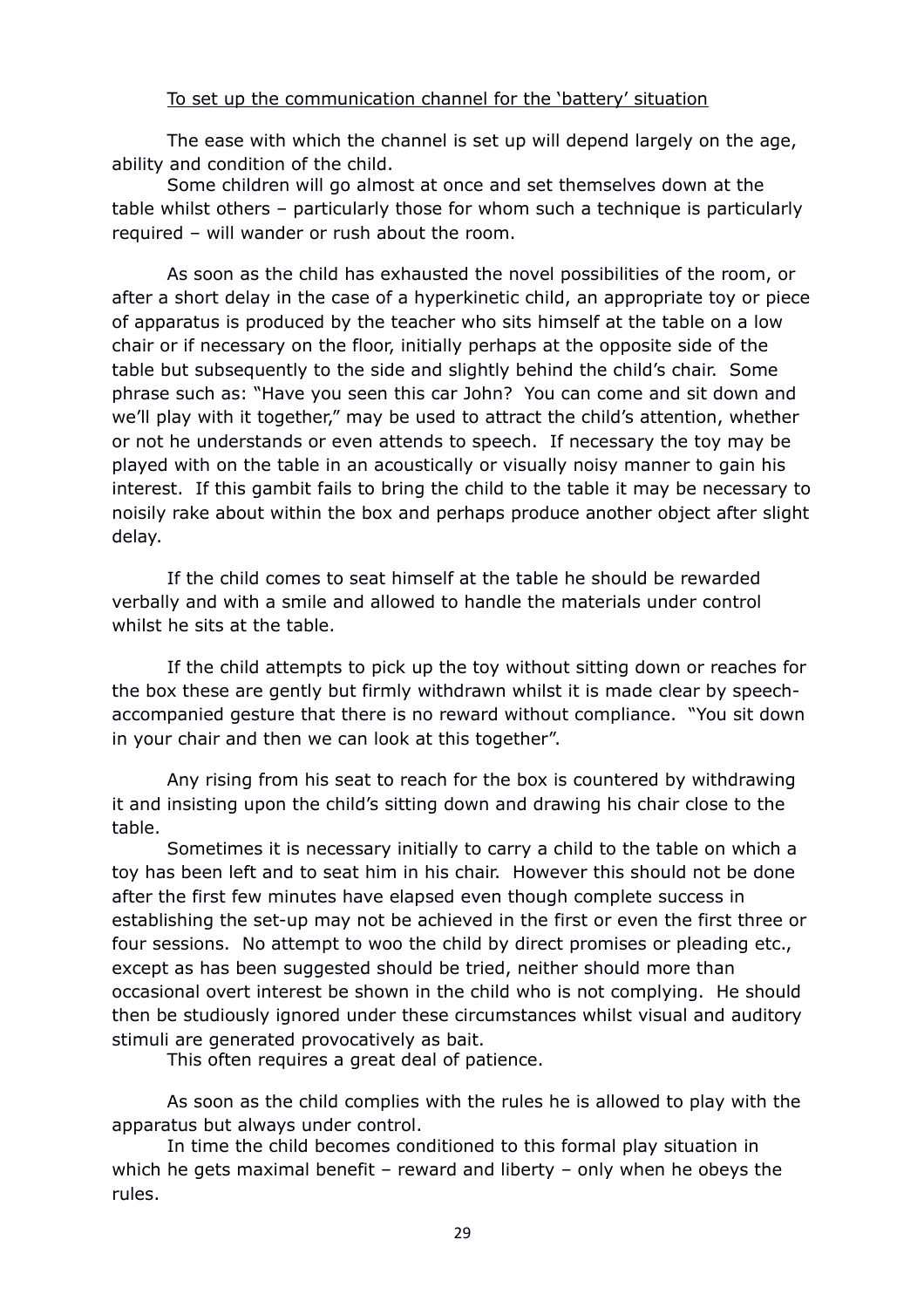<u>To set up the communication channel for the 'battery' situation</u>

The ease with which the channel is set up will depend largely on the age, ability and condition of the child.

Some children will go almost at once and set themselves down at the table whilst others – particularly those for whom such a technique is particularly required – will wander or rush about the room.

As soon as the child has exhausted the novel possibilities of the room, or after a short delay in the case of a hyperkinetic child, an appropriate toy or piece of apparatus is produced by the teacher who sits himself at the table on a low chair or if necessary on the floor, initially perhaps at the opposite side of the table but subsequently to the side and slightly behind the child's chair. Some phrase such as: "Have you seen this car John? You can come and sit down and we'll play with it together," may be used to attract the child's attention, whether or not he understands or even attends to speech. If necessary the toy may be played with on the table in an acoustically or visually noisy manner to gain his interest. If this gambit fails to bring the child to the table it may be necessary to noisily rake about within the box and perhaps produce another object after slight delay.

If the child comes to seat himself at the table he should be rewarded verbally and with a smile and allowed to handle the materials under control whilst he sits at the table.

If the child attempts to pick up the toy without sitting down or reaches for the box these are gently but firmly withdrawn whilst it is made clear by speech-accompanied gesture that there is no reward without compliance. "You sit down in your chair and then we can look at this together".

Any rising from his seat to reach for the box is countered by withdrawing it and insisting upon the child's sitting down and drawing his chair close to the table.

Sometimes it is necessary initially to carry a child to the table on which a toy has been left and to seat him in his chair. However this should not be done after the first few minutes have elapsed even though complete success in establishing the set-up may not be achieved in the first or even the first three or four sessions. No attempt to woo the child by direct promises or pleading etc., except as has been suggested should be tried, neither should more than occasional overt interest be shown in the child who is not complying. He should then be studiously ignored under these circumstances whilst visual and auditory stimuli are generated provocatively as bait.

This often requires a great deal of patience.

As soon as the child complies with the rules he is allowed to play with the apparatus but always under control.

In time the child becomes conditioned to this formal play situation in which he gets maximal benefit – reward and liberty – only when he obeys the rules.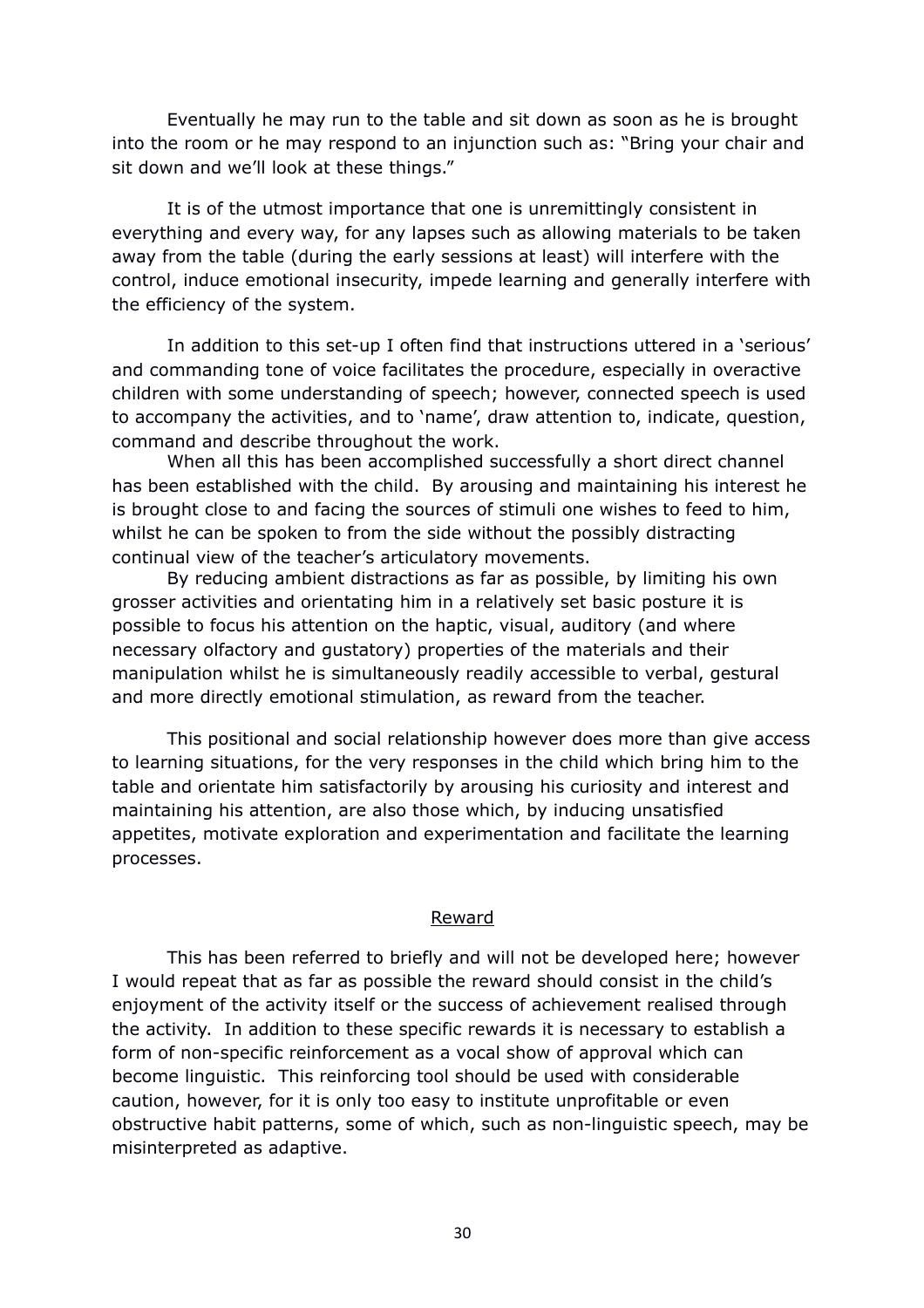Eventually he may run to the table and sit down as soon as he is brought into the room or he may respond to an injunction such as: "Bring your chair and sit down and we'll look at these things."

It is of the utmost importance that one is unremittingly consistent in everything and every way, for any lapses such as allowing materials to be taken away from the table (during the early sessions at least) will interfere with the control, induce emotional insecurity, impede learning and generally interfere with the efficiency of the system.

In addition to this set-up I often find that instructions uttered in a 'serious' and commanding tone of voice facilitates the procedure, especially in overactive children with some understanding of speech; however, connected speech is used to accompany the activities, and to 'name', draw attention to, indicate, question, command and describe throughout the work.

When all this has been accomplished successfully a short direct channel has been established with the child. By arousing and maintaining his interest he is brought close to and facing the sources of stimuli one wishes to feed to him, whilst he can be spoken to from the side without the possibly distracting continual view of the teacher's articulatory movements.

By reducing ambient distractions as far as possible, by limiting his own grosser activities and orientating him in a relatively set basic posture it is possible to focus his attention on the haptic, visual, auditory (and where necessary olfactory and gustatory) properties of the materials and their manipulation whilst he is simultaneously readily accessible to verbal, gestural and more directly emotional stimulation, as reward from the teacher.

This positional and social relationship however does more than give access to learning situations, for the very responses in the child which bring him to the table and orientate him satisfactorily by arousing his curiosity and interest and maintaining his attention, are also those which, by inducing unsatisfied appetites, motivate exploration and experimentation and facilitate the learning processes.

## Reward

This has been referred to briefly and will not be developed here; however I would repeat that as far as possible the reward should consist in the child's enjoyment of the activity itself or the success of achievement realised through the activity. In addition to these specific rewards it is necessary to establish a form of non-specific reinforcement as a vocal show of approval which can become linguistic. This reinforcing tool should be used with considerable caution, however, for it is only too easy to institute unprofitable or even obstructive habit patterns, some of which, such as non-linguistic speech, may be misinterpreted as adaptive.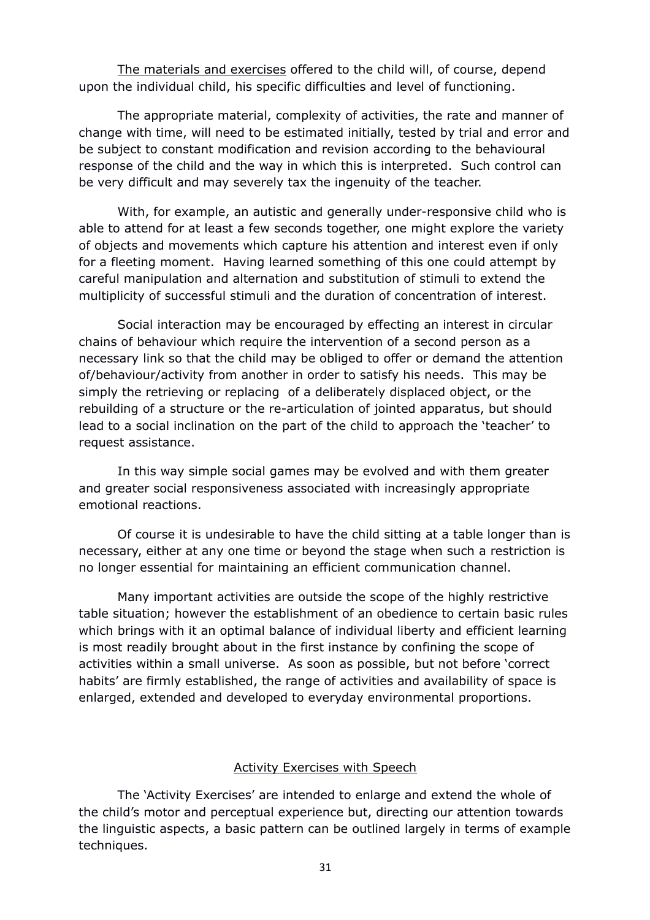<u>The materials and exercises</u> offered to the child will, of course, depend upon the individual child, his specific difficulties and level of functioning.

The appropriate material, complexity of activities, the rate and manner of change with time, will need to be estimated initially, tested by trial and error and be subject to constant modification and revision according to the behavioural response of the child and the way in which this is interpreted. Such control can be very difficult and may severely tax the ingenuity of the teacher.

With, for example, an autistic and generally under-responsive child who is able to attend for at least a few seconds together, one might explore the variety of objects and movements which capture his attention and interest even if only for a fleeting moment. Having learned something of this one could attempt by careful manipulation and alternation and substitution of stimuli to extend the multiplicity of successful stimuli and the duration of concentration of interest.

Social interaction may be encouraged by effecting an interest in circular chains of behaviour which require the intervention of a second person as a necessary link so that the child may be obliged to offer or demand the attention of/behaviour/activity from another in order to satisfy his needs. This may be simply the retrieving or replacing of a deliberately displaced object, or the rebuilding of a structure or the re-articulation of jointed apparatus, but should lead to a social inclination on the part of the child to approach the 'teacher' to request assistance.

In this way simple social games may be evolved and with them greater and greater social responsiveness associated with increasingly appropriate emotional reactions.

Of course it is undesirable to have the child sitting at a table longer than is necessary, either at any one time or beyond the stage when such a restriction is no longer essential for maintaining an efficient communication channel.

Many important activities are outside the scope of the highly restrictive table situation; however the establishment of an obedience to certain basic rules which brings with it an optimal balance of individual liberty and efficient learning is most readily brought about in the first instance by confining the scope of activities within a small universe. As soon as possible, but not before 'correct habits' are firmly established, the range of activities and availability of space is enlarged, extended and developed to everyday environmental proportions.

## <u>Activity Exercises with Speech</u>

The 'Activity Exercises' are intended to enlarge and extend the whole of the child's motor and perceptual experience but, directing our attention towards the linguistic aspects, a basic pattern can be outlined largely in terms of example techniques.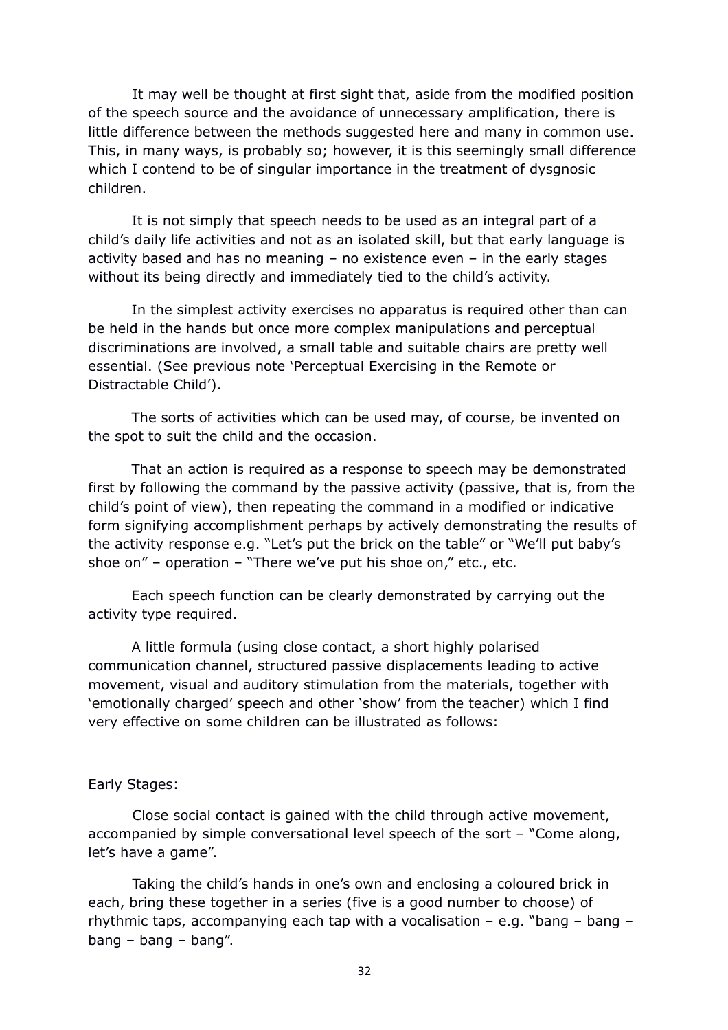It may well be thought at first sight that, aside from the modified position of the speech source and the avoidance of unnecessary amplification, there is little difference between the methods suggested here and many in common use. This, in many ways, is probably so; however, it is this seemingly small difference which I contend to be of singular importance in the treatment of dysgnosic children.

It is not simply that speech needs to be used as an integral part of a child's daily life activities and not as an isolated skill, but that early language is activity based and has no meaning – no existence even – in the early stages without its being directly and immediately tied to the child's activity.

In the simplest activity exercises no apparatus is required other than can be held in the hands but once more complex manipulations and perceptual discriminations are involved, a small table and suitable chairs are pretty well essential. (See previous note 'Perceptual Exercising in the Remote or Distractable Child').

The sorts of activities which can be used may, of course, be invented on the spot to suit the child and the occasion.

That an action is required as a response to speech may be demonstrated first by following the command by the passive activity (passive, that is, from the child's point of view), then repeating the command in a modified or indicative form signifying accomplishment perhaps by actively demonstrating the results of the activity response e.g. "Let's put the brick on the table" or "We'll put baby's shoe on" – operation – "There we've put his shoe on," etc., etc.

Each speech function can be clearly demonstrated by carrying out the activity type required.

A little formula (using close contact, a short highly polarised communication channel, structured passive displacements leading to active movement, visual and auditory stimulation from the materials, together with 'emotionally charged' speech and other 'show' from the teacher) which I find very effective on some children can be illustrated as follows:

<u>Early Stages:</u>

Close social contact is gained with the child through active movement, accompanied by simple conversational level speech of the sort – "Come along, let's have a game".

Taking the child's hands in one's own and enclosing a coloured brick in each, bring these together in a series (five is a good number to choose) of rhythmic taps, accompanying each tap with a vocalisation – e.g. "bang – bang – bang – bang – bang".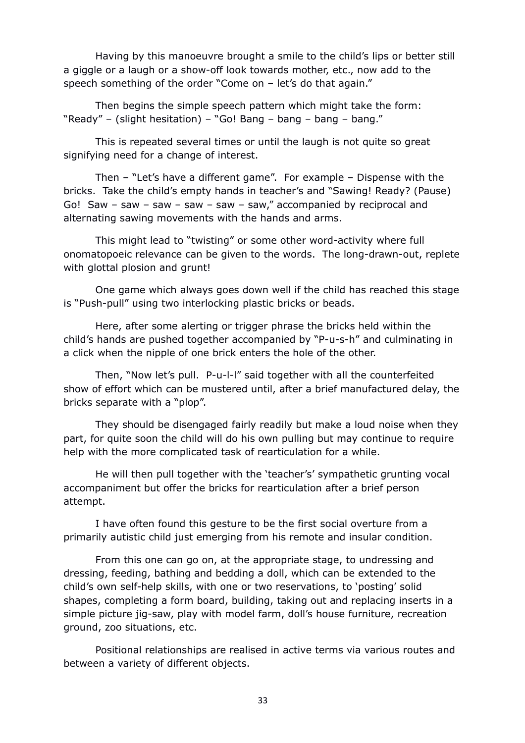Having by this manoeuvre brought a smile to the child's lips or better still a giggle or a laugh or a show-off look towards mother, etc., now add to the speech something of the order "Come on – let's do that again."

Then begins the simple speech pattern which might take the form: "Ready" – (slight hesitation) – "Go! Bang – bang – bang – bang."

This is repeated several times or until the laugh is not quite so great signifying need for a change of interest.

Then – "Let's have a different game". For example – Dispense with the bricks. Take the child's empty hands in teacher's and "Sawing! Ready? (Pause) Go! Saw – saw – saw – saw – saw – saw," accompanied by reciprocal and alternating sawing movements with the hands and arms.

This might lead to "twisting" or some other word-activity where full onomatopoeic relevance can be given to the words. The long-drawn-out, replete with glottal plosion and grunt!

One game which always goes down well if the child has reached this stage is "Push-pull" using two interlocking plastic bricks or beads.

Here, after some alerting or trigger phrase the bricks held within the child's hands are pushed together accompanied by "P-u-s-h" and culminating in a click when the nipple of one brick enters the hole of the other.

Then, "Now let's pull. P-u-l-l" said together with all the counterfeited show of effort which can be mustered until, after a brief manufactured delay, the bricks separate with a "plop".

They should be disengaged fairly readily but make a loud noise when they part, for quite soon the child will do his own pulling but may continue to require help with the more complicated task of rearticulation for a while.

He will then pull together with the 'teacher's' sympathetic grunting vocal accompaniment but offer the bricks for rearticulation after a brief person attempt.

I have often found this gesture to be the first social overture from a primarily autistic child just emerging from his remote and insular condition.

From this one can go on, at the appropriate stage, to undressing and dressing, feeding, bathing and bedding a doll, which can be extended to the child's own self-help skills, with one or two reservations, to 'posting' solid shapes, completing a form board, building, taking out and replacing inserts in a simple picture jig-saw, play with model farm, doll's house furniture, recreation ground, zoo situations, etc.

Positional relationships are realised in active terms via various routes and between a variety of different objects.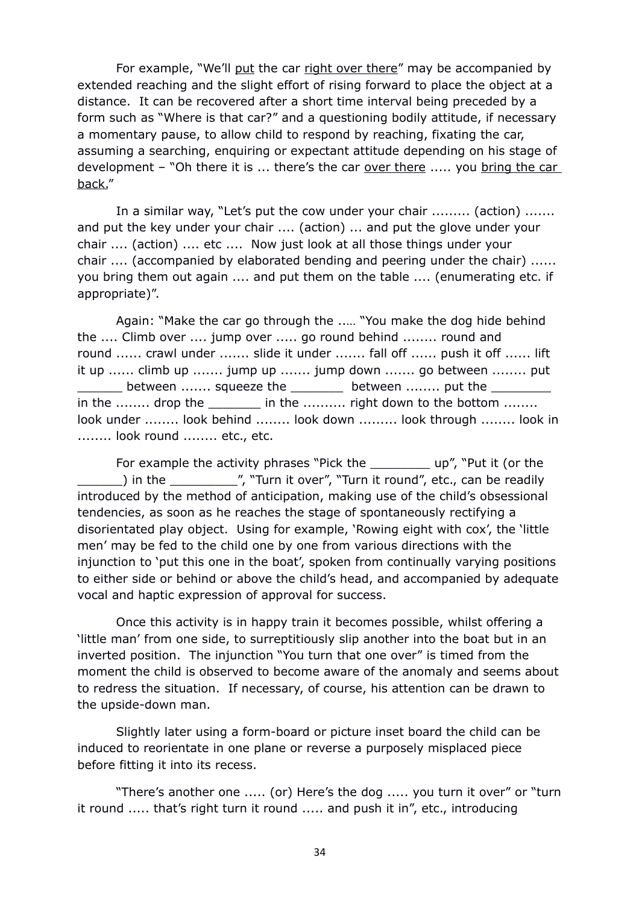For example, "We'll <u>put</u> the car <u>right over there</u>" may be accompanied by extended reaching and the slight effort of rising forward to place the object at a distance. It can be recovered after a short time interval being preceded by a form such as "Where is that car?" and a questioning bodily attitude, if necessary a momentary pause, to allow child to respond by reaching, fixating the car, assuming a searching, enquiring or expectant attitude depending on his stage of development – "Oh there it is ... there's the car <u>over there</u> ..... you <u>bring the car back</u>."

In a similar way, "Let's put the cow under your chair ......... (action) ....... and put the key under your chair .... (action) ... and put the glove under your chair .... (action) .... etc .... Now just look at all those things under your chair .... (accompanied by elaborated bending and peering under the chair) ...... you bring them out again .... and put them on the table .... (enumerating etc. if appropriate)".

Again: "Make the car go through the ..… "You make the dog hide behind the .... Climb over .... jump over ..... go round behind ........ round and round ...... crawl under ....... slide it under ....... fall off ...... push it off ...... lift it up ...... climb up ....... jump up ....... jump down ....... go between ........ put ______ between ....... squeeze the _______ between ........ put the ________ in the ........ drop the _______ in the .......... right down to the bottom ........ look under ........ look behind ........ look down ......... look through ........ look in ........ look round ........ etc., etc.

For example the activity phrases "Pick the ________ up", "Put it (or the ______) in the _________", "Turn it over", "Turn it round", etc., can be readily introduced by the method of anticipation, making use of the child's obsessional tendencies, as soon as he reaches the stage of spontaneously rectifying a disorientated play object. Using for example, 'Rowing eight with cox', the 'little men' may be fed to the child one by one from various directions with the injunction to 'put this one in the boat', spoken from continually varying positions to either side or behind or above the child's head, and accompanied by adequate vocal and haptic expression of approval for success.

Once this activity is in happy train it becomes possible, whilst offering a 'little man' from one side, to surreptitiously slip another into the boat but in an inverted position. The injunction "You turn that one over" is timed from the moment the child is observed to become aware of the anomaly and seems about to redress the situation. If necessary, of course, his attention can be drawn to the upside-down man.

Slightly later using a form-board or picture inset board the child can be induced to reorientate in one plane or reverse a purposely misplaced piece before fitting it into its recess.

"There's another one ..... (or) Here's the dog ..... you turn it over" or "turn it round ..... that's right turn it round ..... and push it in", etc., introducing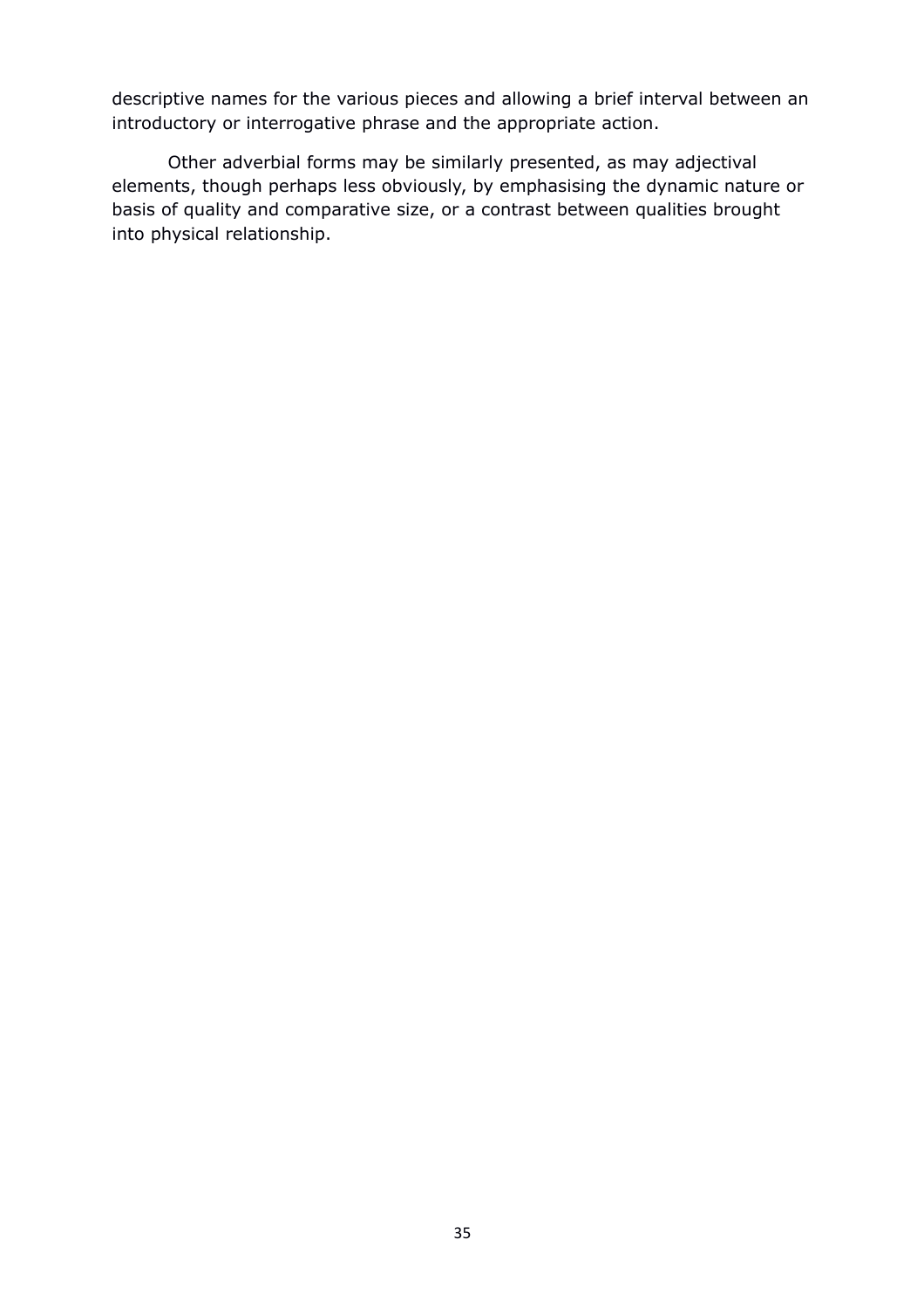descriptive names for the various pieces and allowing a brief interval between an introductory or interrogative phrase and the appropriate action.

Other adverbial forms may be similarly presented, as may adjectival elements, though perhaps less obviously, by emphasising the dynamic nature or basis of quality and comparative size, or a contrast between qualities brought into physical relationship.